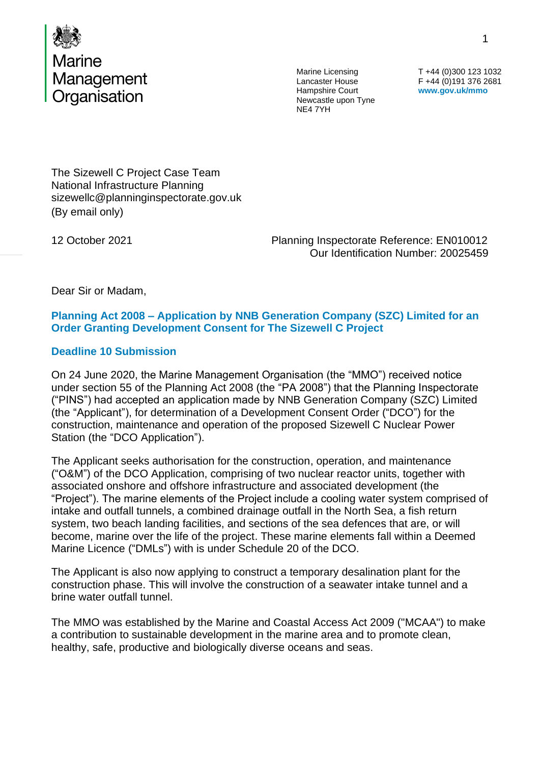Marine Management Organisation

Marine Licensing
Lancaster House
Hampshire Court
Newcastle upon Tyne
NE4 7YH

T +44 (0)300 123 1032
F +44 (0)191 376 2681
**www.gov.uk/mmo**

The Sizewell C Project Case Team
National Infrastructure Planning
sizewellc@planninginspectorate.gov.uk
(By email only)

12 October 2021

Planning Inspectorate Reference: EN010012
Our Identification Number: 20025459

Dear Sir or Madam,

**Planning Act 2008 – Application by NNB Generation Company (SZC) Limited for an Order Granting Development Consent for The Sizewell C Project**

**Deadline 10 Submission**

On 24 June 2020, the Marine Management Organisation (the "MMO") received notice under section 55 of the Planning Act 2008 (the "PA 2008") that the Planning Inspectorate ("PINS") had accepted an application made by NNB Generation Company (SZC) Limited (the "Applicant"), for determination of a Development Consent Order ("DCO") for the construction, maintenance and operation of the proposed Sizewell C Nuclear Power Station (the "DCO Application").

The Applicant seeks authorisation for the construction, operation, and maintenance ("O&M") of the DCO Application, comprising of two nuclear reactor units, together with associated onshore and offshore infrastructure and associated development (the "Project"). The marine elements of the Project include a cooling water system comprised of intake and outfall tunnels, a combined drainage outfall in the North Sea, a fish return system, two beach landing facilities, and sections of the sea defences that are, or will become, marine over the life of the project. These marine elements fall within a Deemed Marine Licence ("DMLs") with is under Schedule 20 of the DCO.

The Applicant is also now applying to construct a temporary desalination plant for the construction phase. This will involve the construction of a seawater intake tunnel and a brine water outfall tunnel.

The MMO was established by the Marine and Coastal Access Act 2009 ("MCAA") to make a contribution to sustainable development in the marine area and to promote clean, healthy, safe, productive and biologically diverse oceans and seas.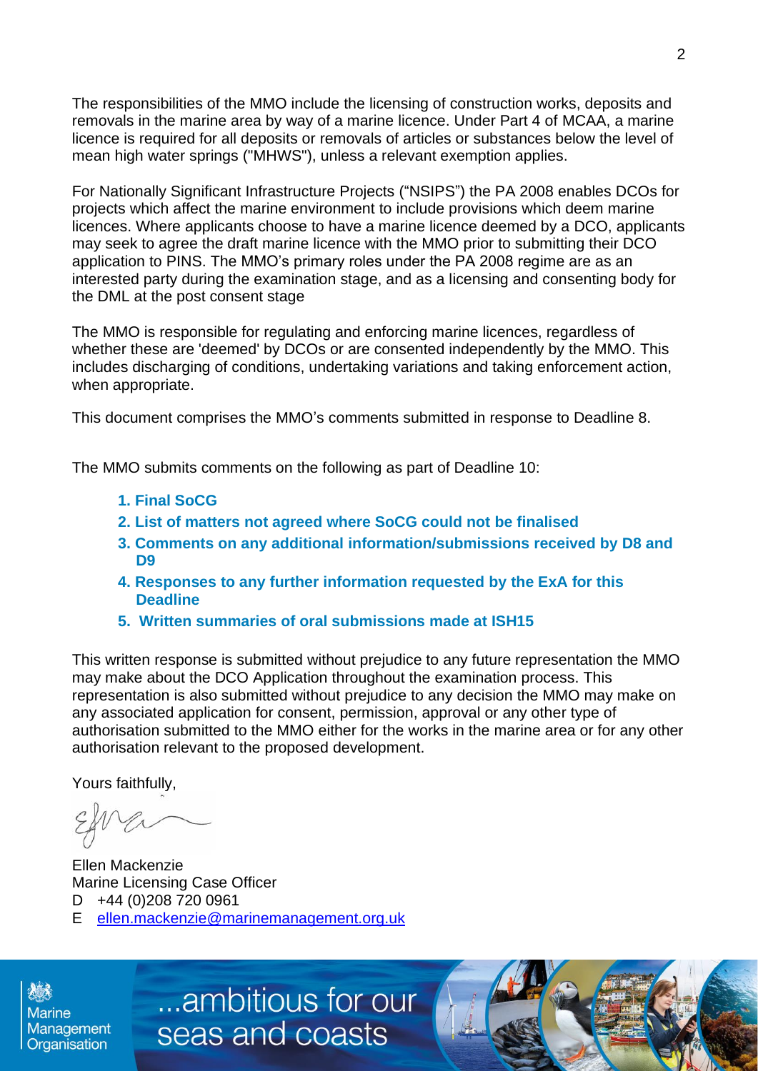The responsibilities of the MMO include the licensing of construction works, deposits and removals in the marine area by way of a marine licence. Under Part 4 of MCAA, a marine licence is required for all deposits or removals of articles or substances below the level of mean high water springs ("MHWS"), unless a relevant exemption applies.

For Nationally Significant Infrastructure Projects ("NSIPS") the PA 2008 enables DCOs for projects which affect the marine environment to include provisions which deem marine licences. Where applicants choose to have a marine licence deemed by a DCO, applicants may seek to agree the draft marine licence with the MMO prior to submitting their DCO application to PINS. The MMO's primary roles under the PA 2008 regime are as an interested party during the examination stage, and as a licensing and consenting body for the DML at the post consent stage

The MMO is responsible for regulating and enforcing marine licences, regardless of whether these are 'deemed' by DCOs or are consented independently by the MMO. This includes discharging of conditions, undertaking variations and taking enforcement action, when appropriate.

This document comprises the MMO's comments submitted in response to Deadline 8.

The MMO submits comments on the following as part of Deadline 10:

1. **Final SoCG**
2. **List of matters not agreed where SoCG could not be finalised**
3. **Comments on any additional information/submissions received by D8 and D9**
4. **Responses to any further information requested by the ExA for this Deadline**
5. **Written summaries of oral submissions made at ISH15**

This written response is submitted without prejudice to any future representation the MMO may make about the DCO Application throughout the examination process. This representation is also submitted without prejudice to any decision the MMO may make on any associated application for consent, permission, approval or any other type of authorisation submitted to the MMO either for the works in the marine area or for any other authorisation relevant to the proposed development.

Yours faithfully,

Ellen Mackenzie
Marine Licensing Case Officer
D +44 (0)208 720 0961
E ellen.mackenzie@marinemanagement.org.uk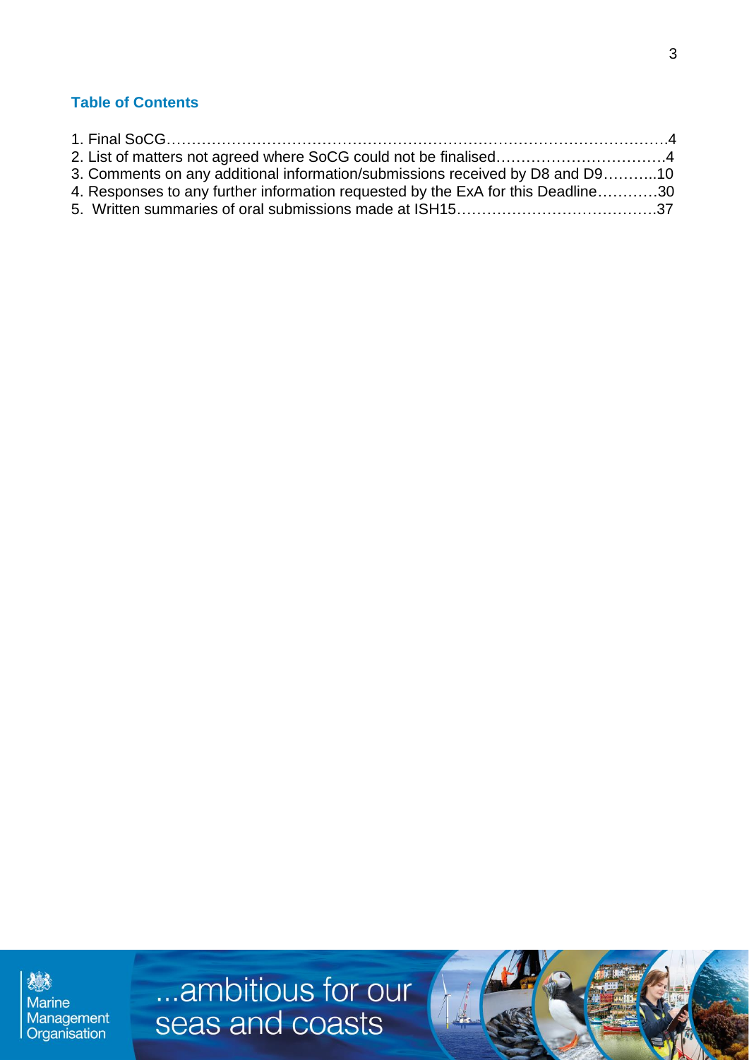**Table of Contents**

1. Final SoCG……………………………………………………………………………………….4
2. List of matters not agreed where SoCG could not be finalised…………………………….4
3. Comments on any additional information/submissions received by D8 and D9………..10
4. Responses to any further information requested by the ExA for this Deadline…………30
5. Written summaries of oral submissions made at ISH15…………………………………37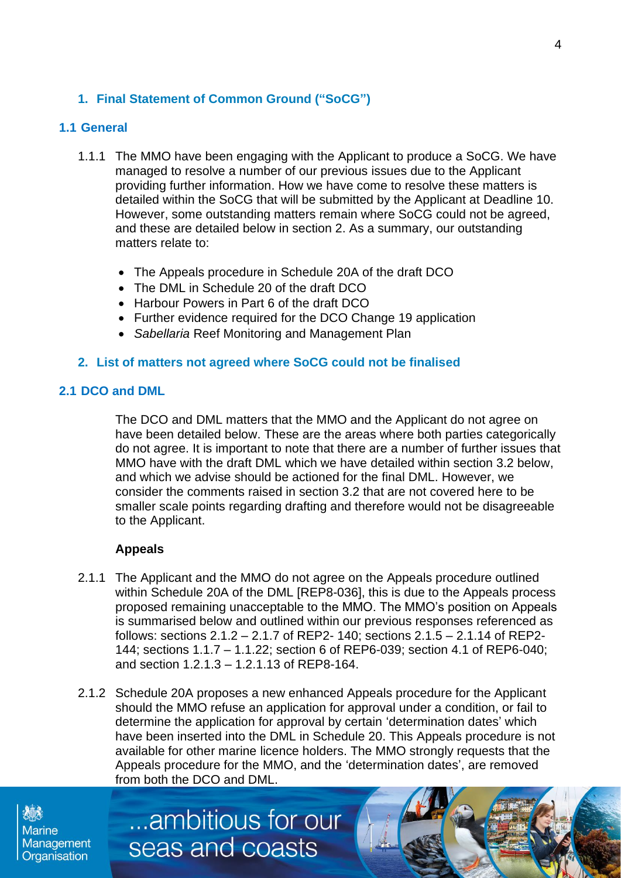## 1. Final Statement of Common Ground ("SoCG")

### 1.1 General

1.1.1 The MMO have been engaging with the Applicant to produce a SoCG. We have managed to resolve a number of our previous issues due to the Applicant providing further information. How we have come to resolve these matters is detailed within the SoCG that will be submitted by the Applicant at Deadline 10. However, some outstanding matters remain where SoCG could not be agreed, and these are detailed below in section 2. As a summary, our outstanding matters relate to:

- The Appeals procedure in Schedule 20A of the draft DCO
- The DML in Schedule 20 of the draft DCO
- Harbour Powers in Part 6 of the draft DCO
- Further evidence required for the DCO Change 19 application
- *Sabellaria* Reef Monitoring and Management Plan

## 2. List of matters not agreed where SoCG could not be finalised

### 2.1 DCO and DML

The DCO and DML matters that the MMO and the Applicant do not agree on have been detailed below. These are the areas where both parties categorically do not agree. It is important to note that there are a number of further issues that MMO have with the draft DML which we have detailed within section 3.2 below, and which we advise should be actioned for the final DML. However, we consider the comments raised in section 3.2 that are not covered here to be smaller scale points regarding drafting and therefore would not be disagreeable to the Applicant.

**Appeals**

2.1.1 The Applicant and the MMO do not agree on the Appeals procedure outlined within Schedule 20A of the DML [REP8-036], this is due to the Appeals process proposed remaining unacceptable to the MMO. The MMO's position on Appeals is summarised below and outlined within our previous responses referenced as follows: sections 2.1.2 – 2.1.7 of REP2- 140; sections 2.1.5 – 2.1.14 of REP2-144; sections 1.1.7 – 1.1.22; section 6 of REP6-039; section 4.1 of REP6-040; and section 1.2.1.3 – 1.2.1.13 of REP8-164.

2.1.2 Schedule 20A proposes a new enhanced Appeals procedure for the Applicant should the MMO refuse an application for approval under a condition, or fail to determine the application for approval by certain 'determination dates' which have been inserted into the DML in Schedule 20. This Appeals procedure is not available for other marine licence holders. The MMO strongly requests that the Appeals procedure for the MMO, and the 'determination dates', are removed from both the DCO and DML.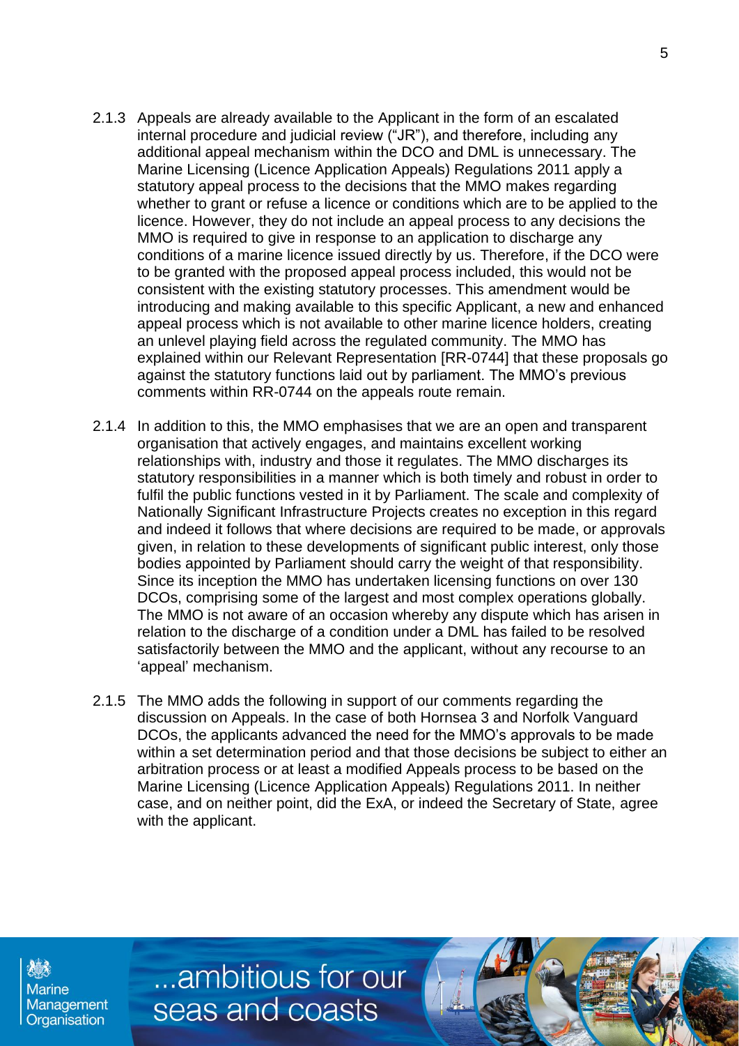2.1.3 Appeals are already available to the Applicant in the form of an escalated internal procedure and judicial review ("JR"), and therefore, including any additional appeal mechanism within the DCO and DML is unnecessary. The Marine Licensing (Licence Application Appeals) Regulations 2011 apply a statutory appeal process to the decisions that the MMO makes regarding whether to grant or refuse a licence or conditions which are to be applied to the licence. However, they do not include an appeal process to any decisions the MMO is required to give in response to an application to discharge any conditions of a marine licence issued directly by us. Therefore, if the DCO were to be granted with the proposed appeal process included, this would not be consistent with the existing statutory processes. This amendment would be introducing and making available to this specific Applicant, a new and enhanced appeal process which is not available to other marine licence holders, creating an unlevel playing field across the regulated community. The MMO has explained within our Relevant Representation [RR-0744] that these proposals go against the statutory functions laid out by parliament. The MMO's previous comments within RR-0744 on the appeals route remain.

2.1.4 In addition to this, the MMO emphasises that we are an open and transparent organisation that actively engages, and maintains excellent working relationships with, industry and those it regulates. The MMO discharges its statutory responsibilities in a manner which is both timely and robust in order to fulfil the public functions vested in it by Parliament. The scale and complexity of Nationally Significant Infrastructure Projects creates no exception in this regard and indeed it follows that where decisions are required to be made, or approvals given, in relation to these developments of significant public interest, only those bodies appointed by Parliament should carry the weight of that responsibility. Since its inception the MMO has undertaken licensing functions on over 130 DCOs, comprising some of the largest and most complex operations globally. The MMO is not aware of an occasion whereby any dispute which has arisen in relation to the discharge of a condition under a DML has failed to be resolved satisfactorily between the MMO and the applicant, without any recourse to an 'appeal' mechanism.

2.1.5 The MMO adds the following in support of our comments regarding the discussion on Appeals. In the case of both Hornsea 3 and Norfolk Vanguard DCOs, the applicants advanced the need for the MMO's approvals to be made within a set determination period and that those decisions be subject to either an arbitration process or at least a modified Appeals process to be based on the Marine Licensing (Licence Application Appeals) Regulations 2011. In neither case, and on neither point, did the ExA, or indeed the Secretary of State, agree with the applicant.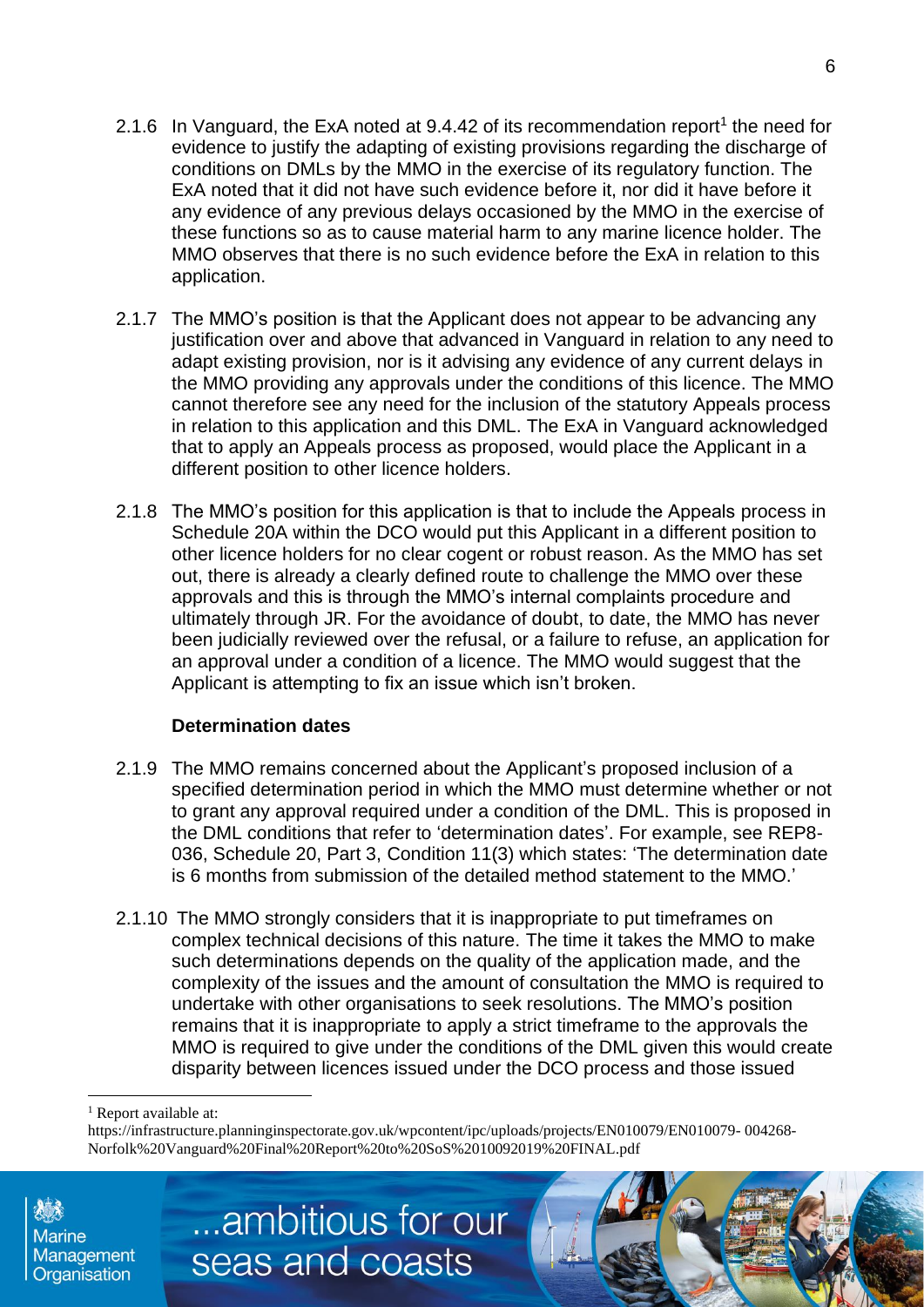2.1.6 In Vanguard, the ExA noted at 9.4.42 of its recommendation report[1] the need for evidence to justify the adapting of existing provisions regarding the discharge of conditions on DMLs by the MMO in the exercise of its regulatory function. The ExA noted that it did not have such evidence before it, nor did it have before it any evidence of any previous delays occasioned by the MMO in the exercise of these functions so as to cause material harm to any marine licence holder. The MMO observes that there is no such evidence before the ExA in relation to this application.

2.1.7 The MMO's position is that the Applicant does not appear to be advancing any justification over and above that advanced in Vanguard in relation to any need to adapt existing provision, nor is it advising any evidence of any current delays in the MMO providing any approvals under the conditions of this licence. The MMO cannot therefore see any need for the inclusion of the statutory Appeals process in relation to this application and this DML. The ExA in Vanguard acknowledged that to apply an Appeals process as proposed, would place the Applicant in a different position to other licence holders.

2.1.8 The MMO's position for this application is that to include the Appeals process in Schedule 20A within the DCO would put this Applicant in a different position to other licence holders for no clear cogent or robust reason. As the MMO has set out, there is already a clearly defined route to challenge the MMO over these approvals and this is through the MMO's internal complaints procedure and ultimately through JR. For the avoidance of doubt, to date, the MMO has never been judicially reviewed over the refusal, or a failure to refuse, an application for an approval under a condition of a licence. The MMO would suggest that the Applicant is attempting to fix an issue which isn't broken.

**Determination dates**

2.1.9 The MMO remains concerned about the Applicant's proposed inclusion of a specified determination period in which the MMO must determine whether or not to grant any approval required under a condition of the DML. This is proposed in the DML conditions that refer to 'determination dates'. For example, see REP8-036, Schedule 20, Part 3, Condition 11(3) which states: 'The determination date is 6 months from submission of the detailed method statement to the MMO.'

2.1.10 The MMO strongly considers that it is inappropriate to put timeframes on complex technical decisions of this nature. The time it takes the MMO to make such determinations depends on the quality of the application made, and the complexity of the issues and the amount of consultation the MMO is required to undertake with other organisations to seek resolutions. The MMO's position remains that it is inappropriate to apply a strict timeframe to the approvals the MMO is required to give under the conditions of the DML given this would create disparity between licences issued under the DCO process and those issued

[1] Report available at: https://infrastructure.planninginspectorate.gov.uk/wpcontent/ipc/uploads/projects/EN010079/EN010079- 004268-Norfolk%20Vanguard%20Final%20Report%20to%20SoS%2010092019%20FINAL.pdf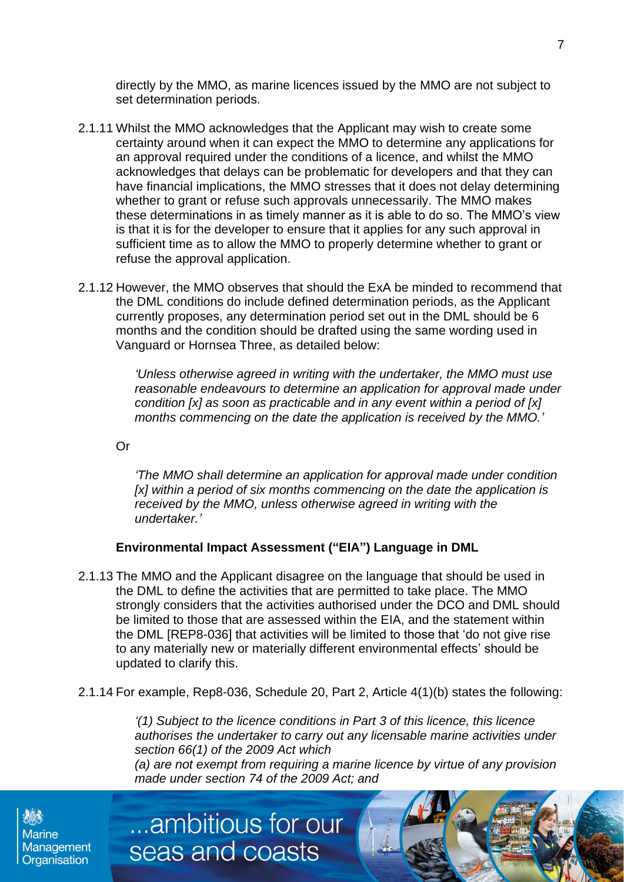directly by the MMO, as marine licences issued by the MMO are not subject to set determination periods.

2.1.11 Whilst the MMO acknowledges that the Applicant may wish to create some certainty around when it can expect the MMO to determine any applications for an approval required under the conditions of a licence, and whilst the MMO acknowledges that delays can be problematic for developers and that they can have financial implications, the MMO stresses that it does not delay determining whether to grant or refuse such approvals unnecessarily. The MMO makes these determinations in as timely manner as it is able to do so. The MMO's view is that it is for the developer to ensure that it applies for any such approval in sufficient time as to allow the MMO to properly determine whether to grant or refuse the approval application.

2.1.12 However, the MMO observes that should the ExA be minded to recommend that the DML conditions do include defined determination periods, as the Applicant currently proposes, any determination period set out in the DML should be 6 months and the condition should be drafted using the same wording used in Vanguard or Hornsea Three, as detailed below:

> *'Unless otherwise agreed in writing with the undertaker, the MMO must use reasonable endeavours to determine an application for approval made under condition [x] as soon as practicable and in any event within a period of [x] months commencing on the date the application is received by the MMO.'*

Or

> *'The MMO shall determine an application for approval made under condition [x] within a period of six months commencing on the date the application is received by the MMO, unless otherwise agreed in writing with the undertaker.'*

### Environmental Impact Assessment ("EIA") Language in DML

2.1.13 The MMO and the Applicant disagree on the language that should be used in the DML to define the activities that are permitted to take place. The MMO strongly considers that the activities authorised under the DCO and DML should be limited to those that are assessed within the EIA, and the statement within the DML [REP8-036] that activities will be limited to those that 'do not give rise to any materially new or materially different environmental effects' should be updated to clarify this.

2.1.14 For example, Rep8-036, Schedule 20, Part 2, Article 4(1)(b) states the following:

> *'(1) Subject to the licence conditions in Part 3 of this licence, this licence authorises the undertaker to carry out any licensable marine activities under section 66(1) of the 2009 Act which*
> *(a) are not exempt from requiring a marine licence by virtue of any provision made under section 74 of the 2009 Act; and*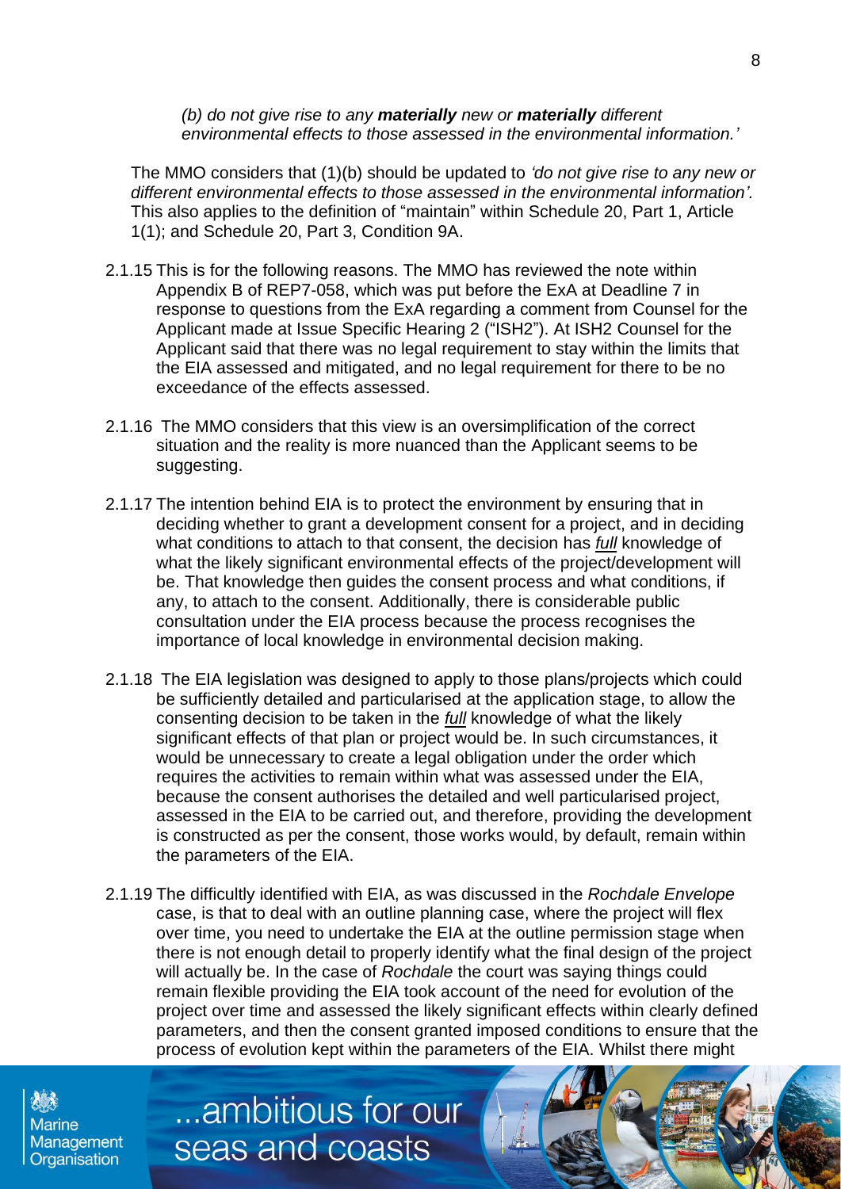*(b) do not give rise to any **materially** new or **materially** different environmental effects to those assessed in the environmental information.'*

The MMO considers that (1)(b) should be updated to *'do not give rise to any new or different environmental effects to those assessed in the environmental information'.* This also applies to the definition of "maintain" within Schedule 20, Part 1, Article 1(1); and Schedule 20, Part 3, Condition 9A.

2.1.15 This is for the following reasons. The MMO has reviewed the note within Appendix B of REP7-058, which was put before the ExA at Deadline 7 in response to questions from the ExA regarding a comment from Counsel for the Applicant made at Issue Specific Hearing 2 ("ISH2"). At ISH2 Counsel for the Applicant said that there was no legal requirement to stay within the limits that the EIA assessed and mitigated, and no legal requirement for there to be no exceedance of the effects assessed.

2.1.16 The MMO considers that this view is an oversimplification of the correct situation and the reality is more nuanced than the Applicant seems to be suggesting.

2.1.17 The intention behind EIA is to protect the environment by ensuring that in deciding whether to grant a development consent for a project, and in deciding what conditions to attach to that consent, the decision has ***full*** knowledge of what the likely significant environmental effects of the project/development will be. That knowledge then guides the consent process and what conditions, if any, to attach to the consent. Additionally, there is considerable public consultation under the EIA process because the process recognises the importance of local knowledge in environmental decision making.

2.1.18 The EIA legislation was designed to apply to those plans/projects which could be sufficiently detailed and particularised at the application stage, to allow the consenting decision to be taken in the ***full*** knowledge of what the likely significant effects of that plan or project would be. In such circumstances, it would be unnecessary to create a legal obligation under the order which requires the activities to remain within what was assessed under the EIA, because the consent authorises the detailed and well particularised project, assessed in the EIA to be carried out, and therefore, providing the development is constructed as per the consent, those works would, by default, remain within the parameters of the EIA.

2.1.19 The difficultly identified with EIA, as was discussed in the *Rochdale Envelope* case, is that to deal with an outline planning case, where the project will flex over time, you need to undertake the EIA at the outline permission stage when there is not enough detail to properly identify what the final design of the project will actually be. In the case of *Rochdale* the court was saying things could remain flexible providing the EIA took account of the need for evolution of the project over time and assessed the likely significant effects within clearly defined parameters, and then the consent granted imposed conditions to ensure that the process of evolution kept within the parameters of the EIA. Whilst there might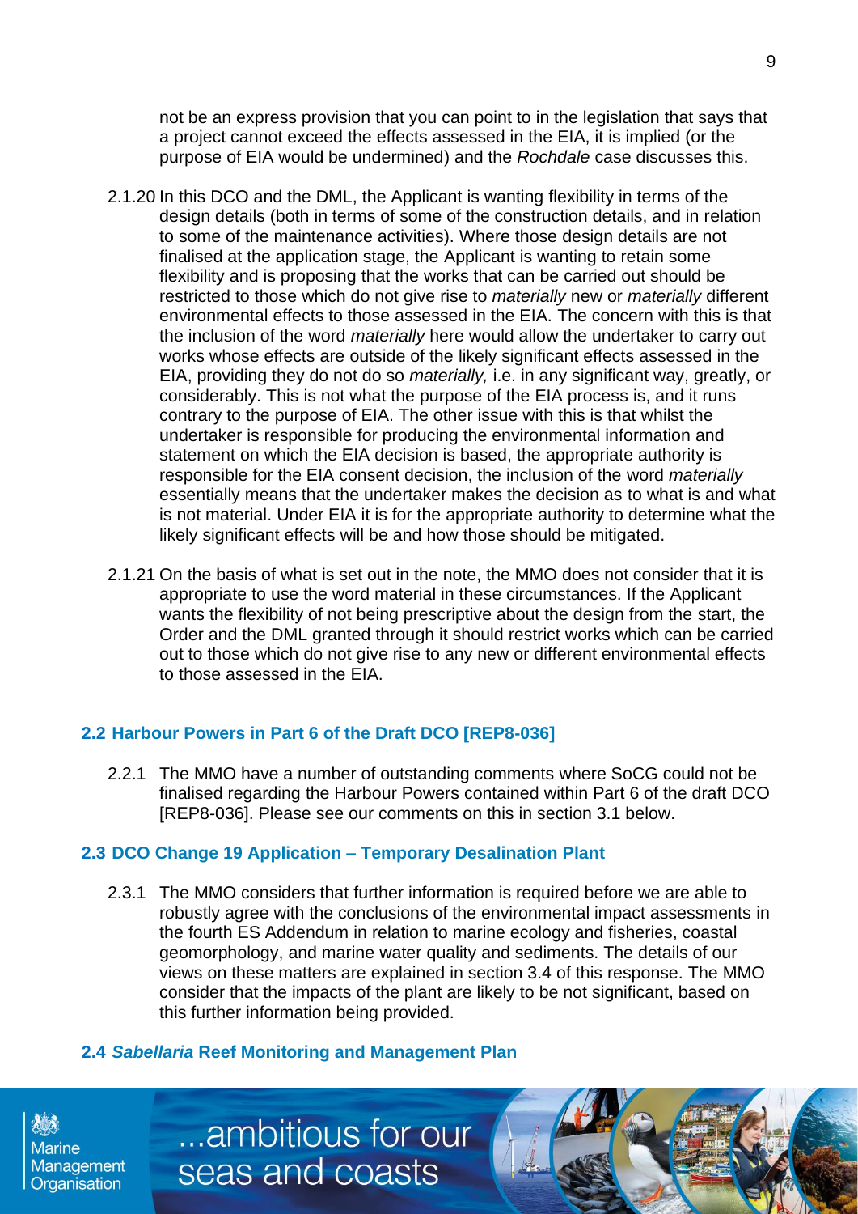not be an express provision that you can point to in the legislation that says that a project cannot exceed the effects assessed in the EIA, it is implied (or the purpose of EIA would be undermined) and the *Rochdale* case discusses this.

2.1.20 In this DCO and the DML, the Applicant is wanting flexibility in terms of the design details (both in terms of some of the construction details, and in relation to some of the maintenance activities). Where those design details are not finalised at the application stage, the Applicant is wanting to retain some flexibility and is proposing that the works that can be carried out should be restricted to those which do not give rise to *materially* new or *materially* different environmental effects to those assessed in the EIA. The concern with this is that the inclusion of the word *materially* here would allow the undertaker to carry out works whose effects are outside of the likely significant effects assessed in the EIA, providing they do not do so *materially,* i.e. in any significant way, greatly, or considerably. This is not what the purpose of the EIA process is, and it runs contrary to the purpose of EIA. The other issue with this is that whilst the undertaker is responsible for producing the environmental information and statement on which the EIA decision is based, the appropriate authority is responsible for the EIA consent decision, the inclusion of the word *materially* essentially means that the undertaker makes the decision as to what is and what is not material. Under EIA it is for the appropriate authority to determine what the likely significant effects will be and how those should be mitigated.

2.1.21 On the basis of what is set out in the note, the MMO does not consider that it is appropriate to use the word material in these circumstances. If the Applicant wants the flexibility of not being prescriptive about the design from the start, the Order and the DML granted through it should restrict works which can be carried out to those which do not give rise to any new or different environmental effects to those assessed in the EIA.

## 2.2 Harbour Powers in Part 6 of the Draft DCO [REP8-036]

2.2.1 The MMO have a number of outstanding comments where SoCG could not be finalised regarding the Harbour Powers contained within Part 6 of the draft DCO [REP8-036]. Please see our comments on this in section 3.1 below.

## 2.3 DCO Change 19 Application – Temporary Desalination Plant

2.3.1 The MMO considers that further information is required before we are able to robustly agree with the conclusions of the environmental impact assessments in the fourth ES Addendum in relation to marine ecology and fisheries, coastal geomorphology, and marine water quality and sediments. The details of our views on these matters are explained in section 3.4 of this response. The MMO consider that the impacts of the plant are likely to be not significant, based on this further information being provided.

## 2.4 *Sabellaria* Reef Monitoring and Management Plan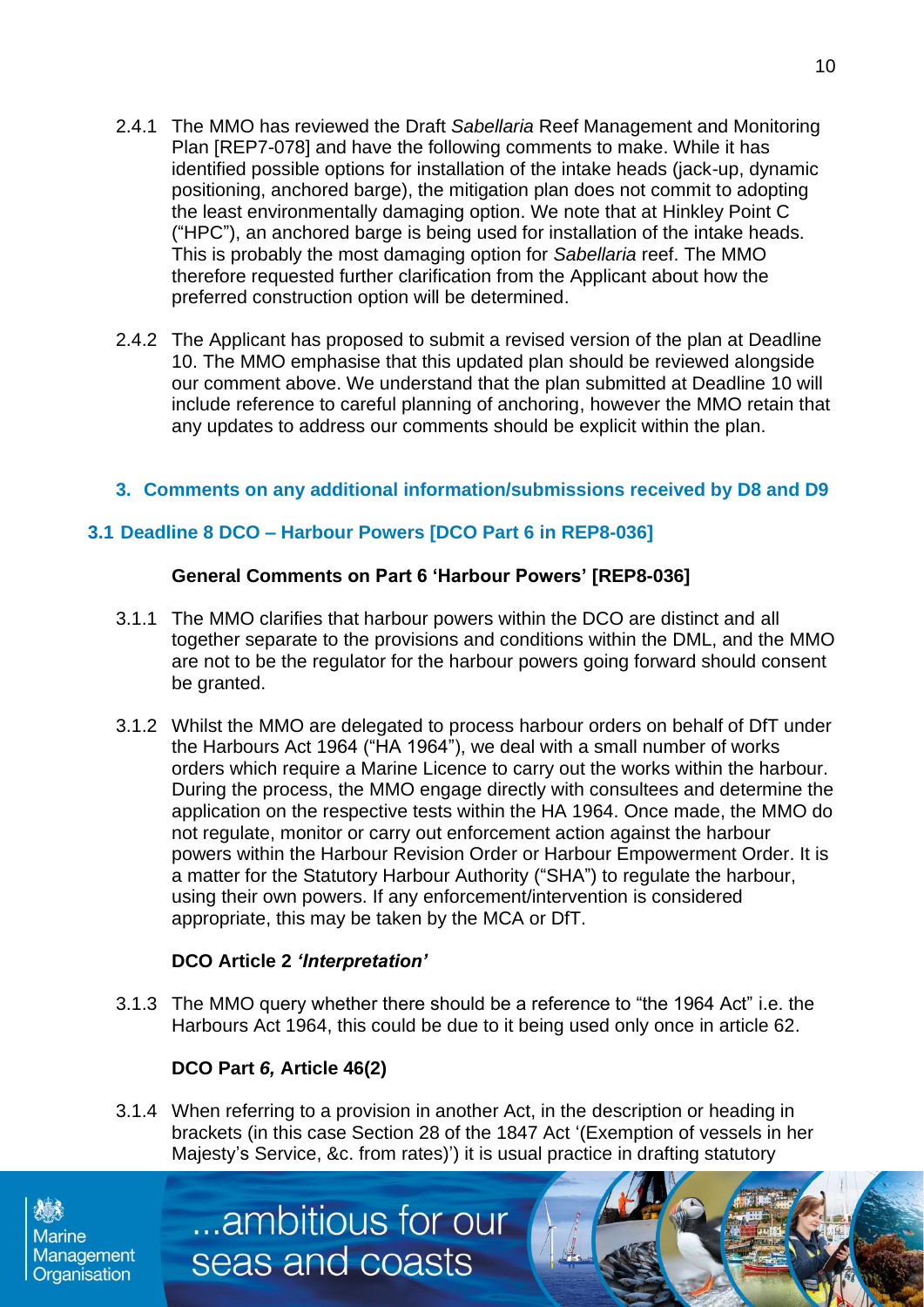2.4.1 The MMO has reviewed the Draft *Sabellaria* Reef Management and Monitoring Plan [REP7-078] and have the following comments to make. While it has identified possible options for installation of the intake heads (jack-up, dynamic positioning, anchored barge), the mitigation plan does not commit to adopting the least environmentally damaging option. We note that at Hinkley Point C ("HPC"), an anchored barge is being used for installation of the intake heads. This is probably the most damaging option for *Sabellaria* reef. The MMO therefore requested further clarification from the Applicant about how the preferred construction option will be determined.

2.4.2 The Applicant has proposed to submit a revised version of the plan at Deadline 10. The MMO emphasise that this updated plan should be reviewed alongside our comment above. We understand that the plan submitted at Deadline 10 will include reference to careful planning of anchoring, however the MMO retain that any updates to address our comments should be explicit within the plan.

## 3. Comments on any additional information/submissions received by D8 and D9

### 3.1 Deadline 8 DCO – Harbour Powers [DCO Part 6 in REP8-036]

#### General Comments on Part 6 'Harbour Powers' [REP8-036]

3.1.1 The MMO clarifies that harbour powers within the DCO are distinct and all together separate to the provisions and conditions within the DML, and the MMO are not to be the regulator for the harbour powers going forward should consent be granted.

3.1.2 Whilst the MMO are delegated to process harbour orders on behalf of DfT under the Harbours Act 1964 ("HA 1964"), we deal with a small number of works orders which require a Marine Licence to carry out the works within the harbour. During the process, the MMO engage directly with consultees and determine the application on the respective tests within the HA 1964. Once made, the MMO do not regulate, monitor or carry out enforcement action against the harbour powers within the Harbour Revision Order or Harbour Empowerment Order. It is a matter for the Statutory Harbour Authority ("SHA") to regulate the harbour, using their own powers. If any enforcement/intervention is considered appropriate, this may be taken by the MCA or DfT.

#### DCO Article 2 *'Interpretation'*

3.1.3 The MMO query whether there should be a reference to "the 1964 Act" i.e. the Harbours Act 1964, this could be due to it being used only once in article 62.

#### DCO Part *6,* Article 46(2)

3.1.4 When referring to a provision in another Act, in the description or heading in brackets (in this case Section 28 of the 1847 Act '(Exemption of vessels in her Majesty's Service, &c. from rates)') it is usual practice in drafting statutory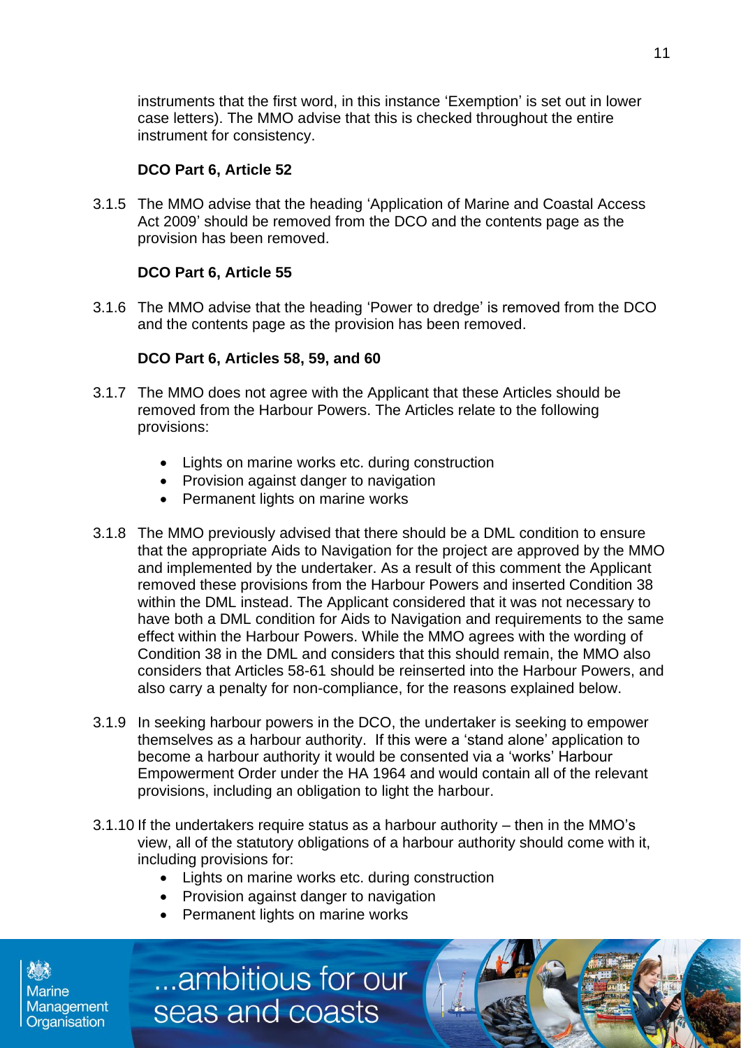instruments that the first word, in this instance 'Exemption' is set out in lower case letters). The MMO advise that this is checked throughout the entire instrument for consistency.

**DCO Part 6, Article 52**

3.1.5 The MMO advise that the heading 'Application of Marine and Coastal Access Act 2009' should be removed from the DCO and the contents page as the provision has been removed.

**DCO Part 6, Article 55**

3.1.6 The MMO advise that the heading 'Power to dredge' is removed from the DCO and the contents page as the provision has been removed.

**DCO Part 6, Articles 58, 59, and 60**

3.1.7 The MMO does not agree with the Applicant that these Articles should be removed from the Harbour Powers. The Articles relate to the following provisions:

- Lights on marine works etc. during construction
- Provision against danger to navigation
- Permanent lights on marine works

3.1.8 The MMO previously advised that there should be a DML condition to ensure that the appropriate Aids to Navigation for the project are approved by the MMO and implemented by the undertaker. As a result of this comment the Applicant removed these provisions from the Harbour Powers and inserted Condition 38 within the DML instead. The Applicant considered that it was not necessary to have both a DML condition for Aids to Navigation and requirements to the same effect within the Harbour Powers. While the MMO agrees with the wording of Condition 38 in the DML and considers that this should remain, the MMO also considers that Articles 58-61 should be reinserted into the Harbour Powers, and also carry a penalty for non-compliance, for the reasons explained below.

3.1.9 In seeking harbour powers in the DCO, the undertaker is seeking to empower themselves as a harbour authority. If this were a 'stand alone' application to become a harbour authority it would be consented via a 'works' Harbour Empowerment Order under the HA 1964 and would contain all of the relevant provisions, including an obligation to light the harbour.

3.1.10 If the undertakers require status as a harbour authority – then in the MMO's view, all of the statutory obligations of a harbour authority should come with it, including provisions for:

- Lights on marine works etc. during construction
- Provision against danger to navigation
- Permanent lights on marine works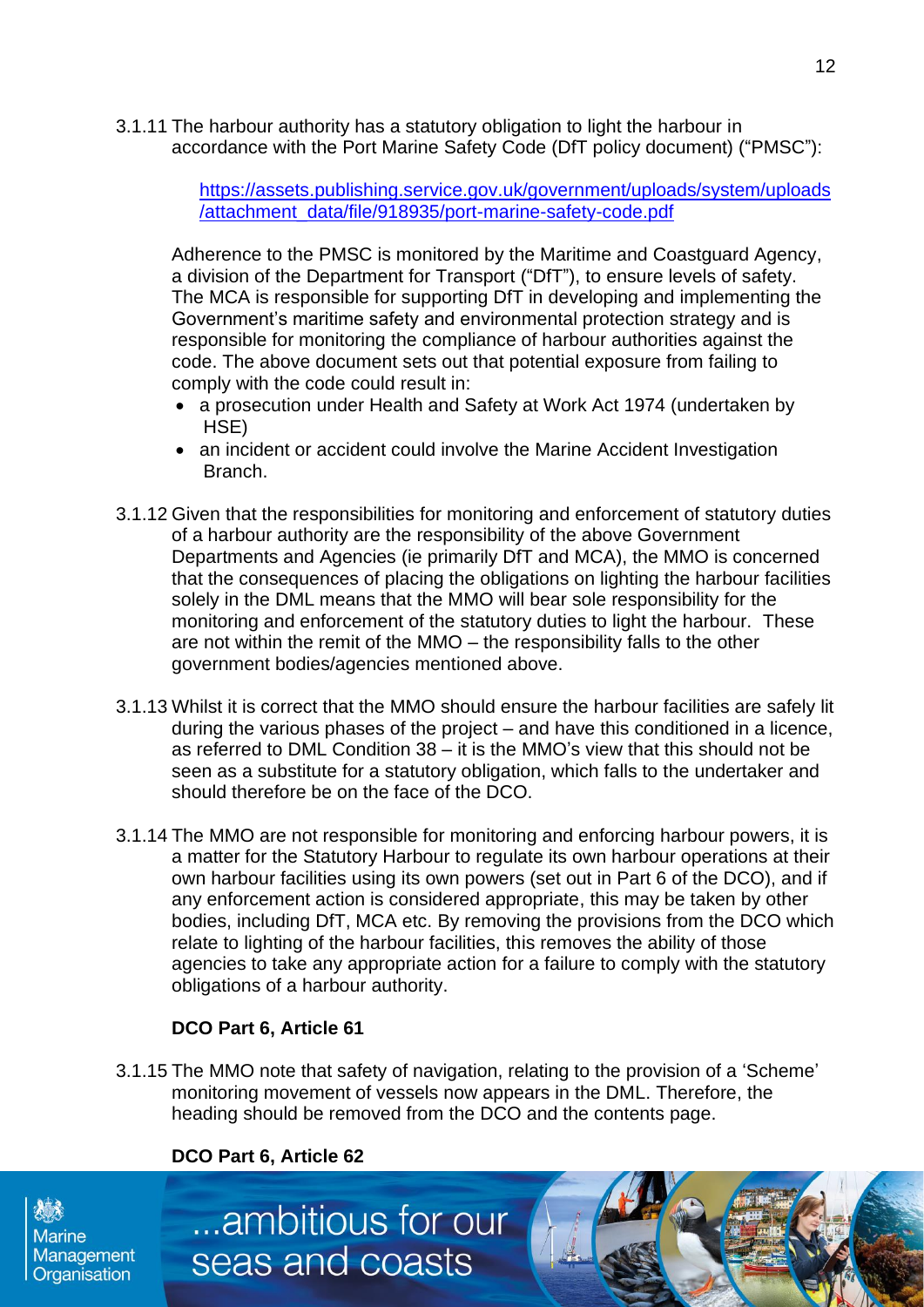3.1.11 The harbour authority has a statutory obligation to light the harbour in accordance with the Port Marine Safety Code (DfT policy document) ("PMSC"):

[https://assets.publishing.service.gov.uk/government/uploads/system/uploads/attachment_data/file/918935/port-marine-safety-code.pdf](https://assets.publishing.service.gov.uk/government/uploads/system/uploads/attachment_data/file/918935/port-marine-safety-code.pdf)

Adherence to the PMSC is monitored by the Maritime and Coastguard Agency, a division of the Department for Transport ("DfT"), to ensure levels of safety. The MCA is responsible for supporting DfT in developing and implementing the Government's maritime safety and environmental protection strategy and is responsible for monitoring the compliance of harbour authorities against the code. The above document sets out that potential exposure from failing to comply with the code could result in:

- a prosecution under Health and Safety at Work Act 1974 (undertaken by HSE)
- an incident or accident could involve the Marine Accident Investigation Branch.

3.1.12 Given that the responsibilities for monitoring and enforcement of statutory duties of a harbour authority are the responsibility of the above Government Departments and Agencies (ie primarily DfT and MCA), the MMO is concerned that the consequences of placing the obligations on lighting the harbour facilities solely in the DML means that the MMO will bear sole responsibility for the monitoring and enforcement of the statutory duties to light the harbour. These are not within the remit of the MMO – the responsibility falls to the other government bodies/agencies mentioned above.

3.1.13 Whilst it is correct that the MMO should ensure the harbour facilities are safely lit during the various phases of the project – and have this conditioned in a licence, as referred to DML Condition 38 – it is the MMO's view that this should not be seen as a substitute for a statutory obligation, which falls to the undertaker and should therefore be on the face of the DCO.

3.1.14 The MMO are not responsible for monitoring and enforcing harbour powers, it is a matter for the Statutory Harbour to regulate its own harbour operations at their own harbour facilities using its own powers (set out in Part 6 of the DCO), and if any enforcement action is considered appropriate, this may be taken by other bodies, including DfT, MCA etc. By removing the provisions from the DCO which relate to lighting of the harbour facilities, this removes the ability of those agencies to take any appropriate action for a failure to comply with the statutory obligations of a harbour authority.

**DCO Part 6, Article 61**

3.1.15 The MMO note that safety of navigation, relating to the provision of a 'Scheme' monitoring movement of vessels now appears in the DML. Therefore, the heading should be removed from the DCO and the contents page.

**DCO Part 6, Article 62**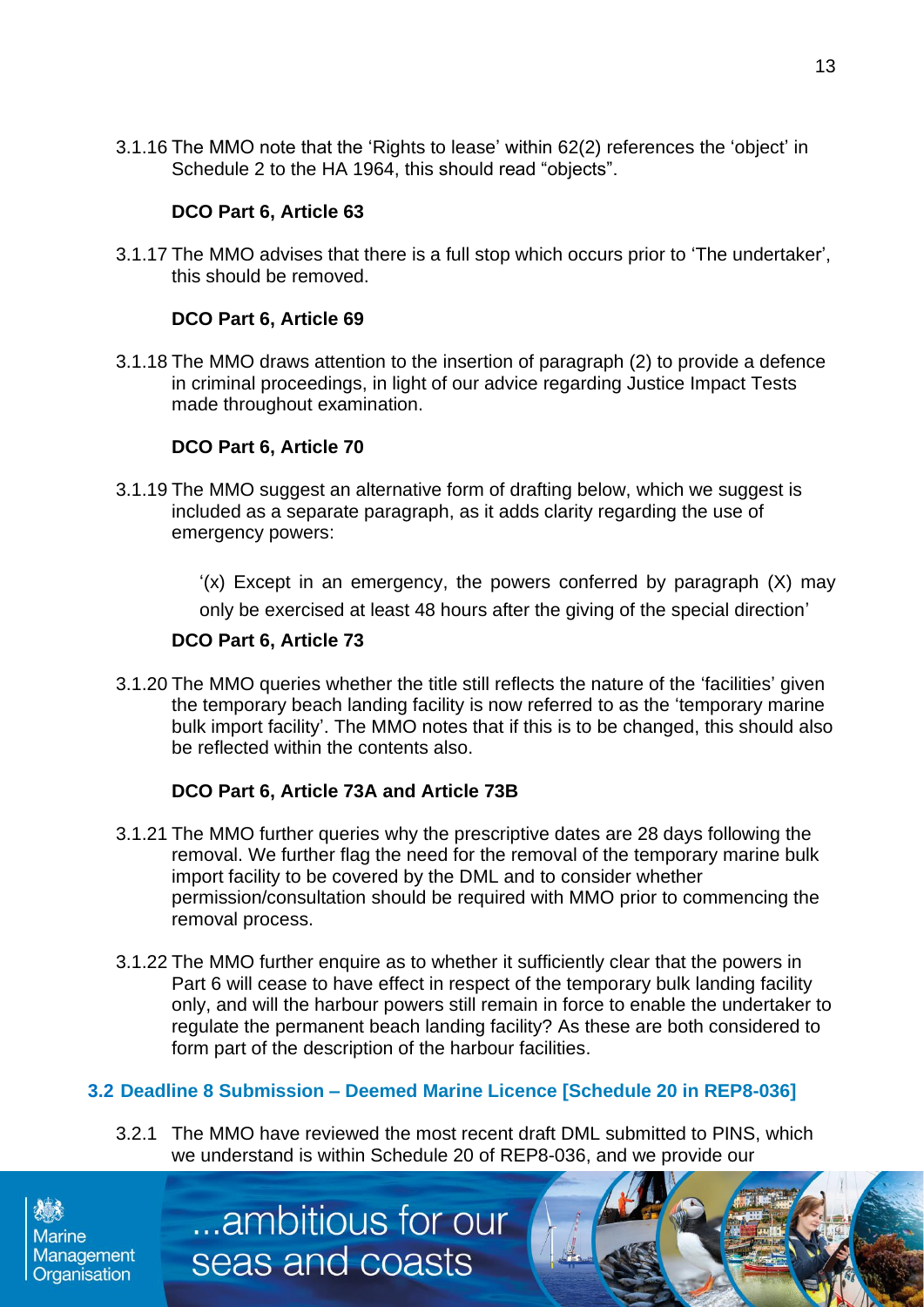3.1.16 The MMO note that the 'Rights to lease' within 62(2) references the 'object' in Schedule 2 to the HA 1964, this should read "objects".

**DCO Part 6, Article 63**

3.1.17 The MMO advises that there is a full stop which occurs prior to 'The undertaker', this should be removed.

**DCO Part 6, Article 69**

3.1.18 The MMO draws attention to the insertion of paragraph (2) to provide a defence in criminal proceedings, in light of our advice regarding Justice Impact Tests made throughout examination.

**DCO Part 6, Article 70**

3.1.19 The MMO suggest an alternative form of drafting below, which we suggest is included as a separate paragraph, as it adds clarity regarding the use of emergency powers:

> '(x) Except in an emergency, the powers conferred by paragraph (X) may only be exercised at least 48 hours after the giving of the special direction'

**DCO Part 6, Article 73**

3.1.20 The MMO queries whether the title still reflects the nature of the 'facilities' given the temporary beach landing facility is now referred to as the 'temporary marine bulk import facility'. The MMO notes that if this is to be changed, this should also be reflected within the contents also.

**DCO Part 6, Article 73A and Article 73B**

3.1.21 The MMO further queries why the prescriptive dates are 28 days following the removal. We further flag the need for the removal of the temporary marine bulk import facility to be covered by the DML and to consider whether permission/consultation should be required with MMO prior to commencing the removal process.

3.1.22 The MMO further enquire as to whether it sufficiently clear that the powers in Part 6 will cease to have effect in respect of the temporary bulk landing facility only, and will the harbour powers still remain in force to enable the undertaker to regulate the permanent beach landing facility? As these are both considered to form part of the description of the harbour facilities.

## 3.2 Deadline 8 Submission – Deemed Marine Licence [Schedule 20 in REP8-036]

3.2.1 The MMO have reviewed the most recent draft DML submitted to PINS, which we understand is within Schedule 20 of REP8-036, and we provide our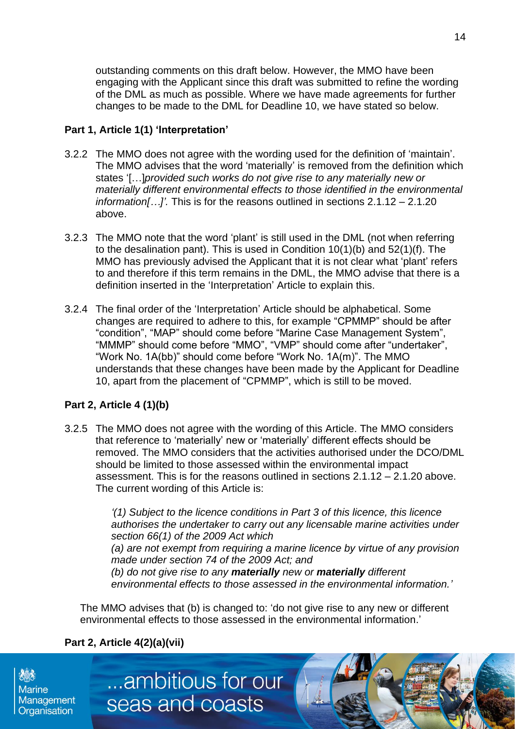outstanding comments on this draft below. However, the MMO have been engaging with the Applicant since this draft was submitted to refine the wording of the DML as much as possible. Where we have made agreements for further changes to be made to the DML for Deadline 10, we have stated so below.

**Part 1, Article 1(1) 'Interpretation'**

3.2.2 The MMO does not agree with the wording used for the definition of 'maintain'. The MMO advises that the word 'materially' is removed from the definition which states '[…]*provided such works do not give rise to any materially new or materially different environmental effects to those identified in the environmental information[…]'.* This is for the reasons outlined in sections 2.1.12 – 2.1.20 above.

3.2.3 The MMO note that the word 'plant' is still used in the DML (not when referring to the desalination pant). This is used in Condition 10(1)(b) and 52(1)(f). The MMO has previously advised the Applicant that it is not clear what 'plant' refers to and therefore if this term remains in the DML, the MMO advise that there is a definition inserted in the 'Interpretation' Article to explain this.

3.2.4 The final order of the 'Interpretation' Article should be alphabetical. Some changes are required to adhere to this, for example "CPMMP" should be after "condition", "MAP" should come before "Marine Case Management System", "MMMP" should come before "MMO", "VMP" should come after "undertaker", "Work No. 1A(bb)" should come before "Work No. 1A(m)". The MMO understands that these changes have been made by the Applicant for Deadline 10, apart from the placement of "CPMMP", which is still to be moved.

**Part 2, Article 4 (1)(b)**

3.2.5 The MMO does not agree with the wording of this Article. The MMO considers that reference to 'materially' new or 'materially' different effects should be removed. The MMO considers that the activities authorised under the DCO/DML should be limited to those assessed within the environmental impact assessment. This is for the reasons outlined in sections 2.1.12 – 2.1.20 above. The current wording of this Article is:

> *'(1) Subject to the licence conditions in Part 3 of this licence, this licence authorises the undertaker to carry out any licensable marine activities under section 66(1) of the 2009 Act which*
> *(a) are not exempt from requiring a marine licence by virtue of any provision made under section 74 of the 2009 Act; and*
> *(b) do not give rise to any **materially** new or **materially** different environmental effects to those assessed in the environmental information.'*

The MMO advises that (b) is changed to: 'do not give rise to any new or different environmental effects to those assessed in the environmental information.'

**Part 2, Article 4(2)(a)(vii)**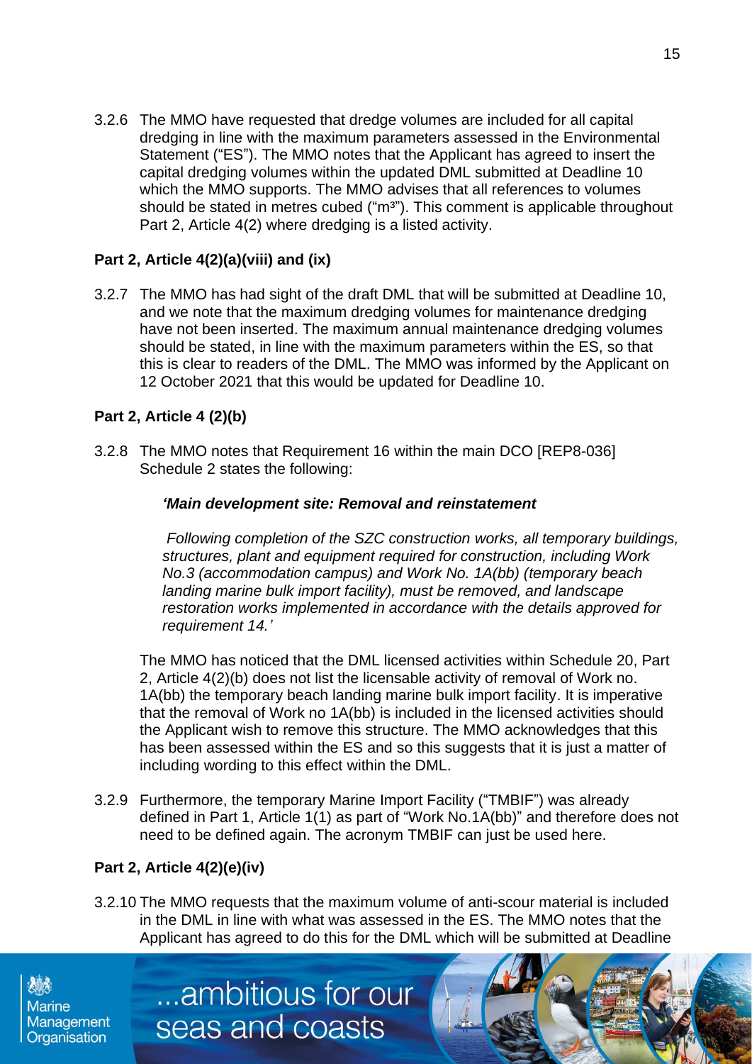3.2.6 The MMO have requested that dredge volumes are included for all capital dredging in line with the maximum parameters assessed in the Environmental Statement ("ES"). The MMO notes that the Applicant has agreed to insert the capital dredging volumes within the updated DML submitted at Deadline 10 which the MMO supports. The MMO advises that all references to volumes should be stated in metres cubed ("$m^3$"). This comment is applicable throughout Part 2, Article 4(2) where dredging is a listed activity.

### Part 2, Article 4(2)(a)(viii) and (ix)

3.2.7 The MMO has had sight of the draft DML that will be submitted at Deadline 10, and we note that the maximum dredging volumes for maintenance dredging have not been inserted. The maximum annual maintenance dredging volumes should be stated, in line with the maximum parameters within the ES, so that this is clear to readers of the DML. The MMO was informed by the Applicant on 12 October 2021 that this would be updated for Deadline 10.

### Part 2, Article 4 (2)(b)

3.2.8 The MMO notes that Requirement 16 within the main DCO [REP8-036] Schedule 2 states the following:

> ***'Main development site: Removal and reinstatement***
>
> *Following completion of the SZC construction works, all temporary buildings, structures, plant and equipment required for construction, including Work No.3 (accommodation campus) and Work No. 1A(bb) (temporary beach landing marine bulk import facility), must be removed, and landscape restoration works implemented in accordance with the details approved for requirement 14.'*

The MMO has noticed that the DML licensed activities within Schedule 20, Part 2, Article 4(2)(b) does not list the licensable activity of removal of Work no. 1A(bb) the temporary beach landing marine bulk import facility. It is imperative that the removal of Work no 1A(bb) is included in the licensed activities should the Applicant wish to remove this structure. The MMO acknowledges that this has been assessed within the ES and so this suggests that it is just a matter of including wording to this effect within the DML.

3.2.9 Furthermore, the temporary Marine Import Facility ("TMBIF") was already defined in Part 1, Article 1(1) as part of "Work No.1A(bb)" and therefore does not need to be defined again. The acronym TMBIF can just be used here.

### Part 2, Article 4(2)(e)(iv)

3.2.10 The MMO requests that the maximum volume of anti-scour material is included in the DML in line with what was assessed in the ES. The MMO notes that the Applicant has agreed to do this for the DML which will be submitted at Deadline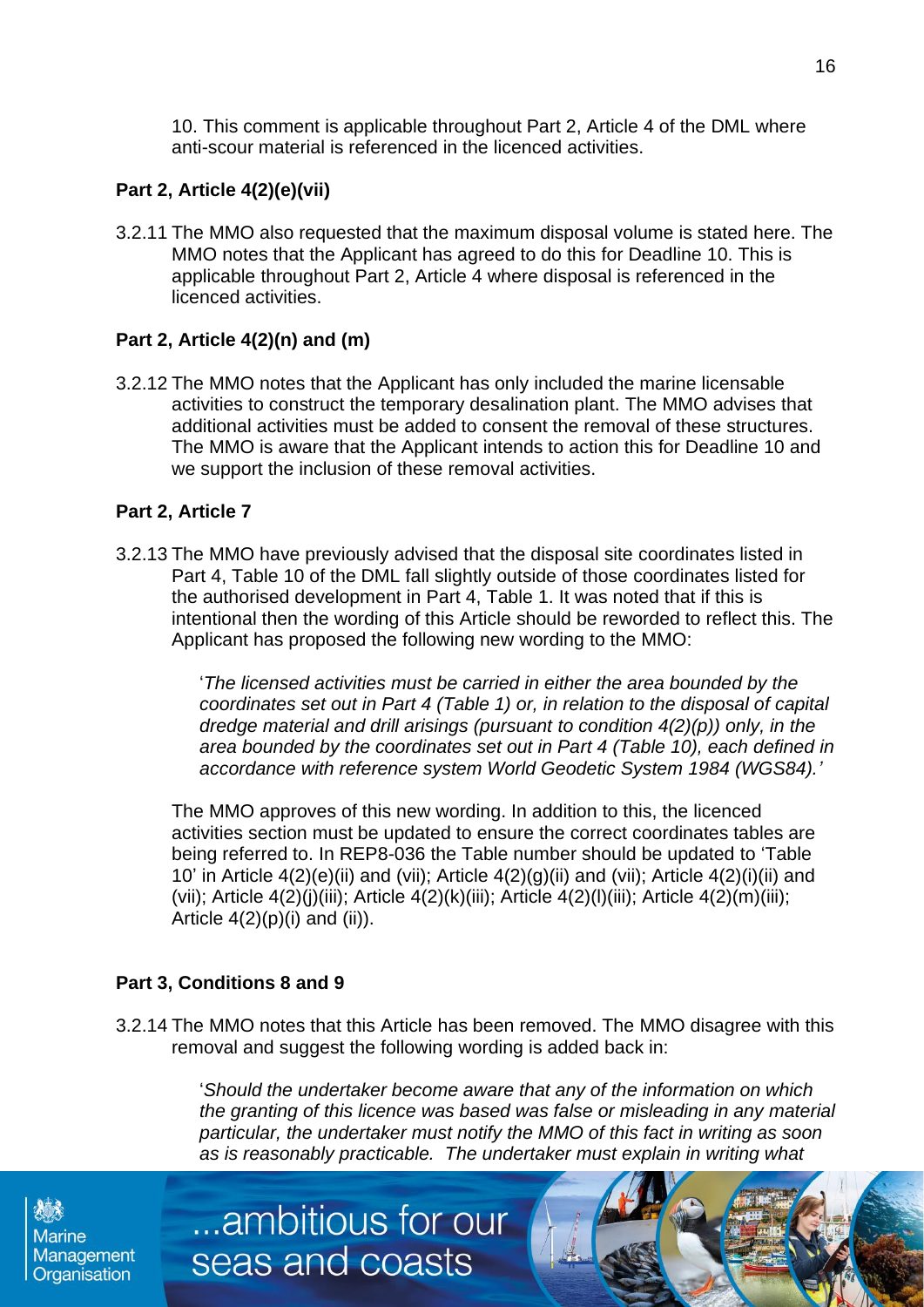10. This comment is applicable throughout Part 2, Article 4 of the DML where anti-scour material is referenced in the licenced activities.

**Part 2, Article 4(2)(e)(vii)**

3.2.11 The MMO also requested that the maximum disposal volume is stated here. The MMO notes that the Applicant has agreed to do this for Deadline 10. This is applicable throughout Part 2, Article 4 where disposal is referenced in the licenced activities.

**Part 2, Article 4(2)(n) and (m)**

3.2.12 The MMO notes that the Applicant has only included the marine licensable activities to construct the temporary desalination plant. The MMO advises that additional activities must be added to consent the removal of these structures. The MMO is aware that the Applicant intends to action this for Deadline 10 and we support the inclusion of these removal activities.

**Part 2, Article 7**

3.2.13 The MMO have previously advised that the disposal site coordinates listed in Part 4, Table 10 of the DML fall slightly outside of those coordinates listed for the authorised development in Part 4, Table 1. It was noted that if this is intentional then the wording of this Article should be reworded to reflect this. The Applicant has proposed the following new wording to the MMO:

> '*The licensed activities must be carried in either the area bounded by the coordinates set out in Part 4 (Table 1) or, in relation to the disposal of capital dredge material and drill arisings (pursuant to condition 4(2)(p)) only, in the area bounded by the coordinates set out in Part 4 (Table 10), each defined in accordance with reference system World Geodetic System 1984 (WGS84).*'

The MMO approves of this new wording. In addition to this, the licenced activities section must be updated to ensure the correct coordinates tables are being referred to. In REP8-036 the Table number should be updated to 'Table 10' in Article 4(2)(e)(ii) and (vii); Article 4(2)(g)(ii) and (vii); Article 4(2)(i)(ii) and (vii); Article 4(2)(j)(iii); Article 4(2)(k)(iii); Article 4(2)(l)(iii); Article 4(2)(m)(iii); Article 4(2)(p)(i) and (ii)).

**Part 3, Conditions 8 and 9**

3.2.14 The MMO notes that this Article has been removed. The MMO disagree with this removal and suggest the following wording is added back in:

> '*Should the undertaker become aware that any of the information on which the granting of this licence was based was false or misleading in any material particular, the undertaker must notify the MMO of this fact in writing as soon as is reasonably practicable. The undertaker must explain in writing what*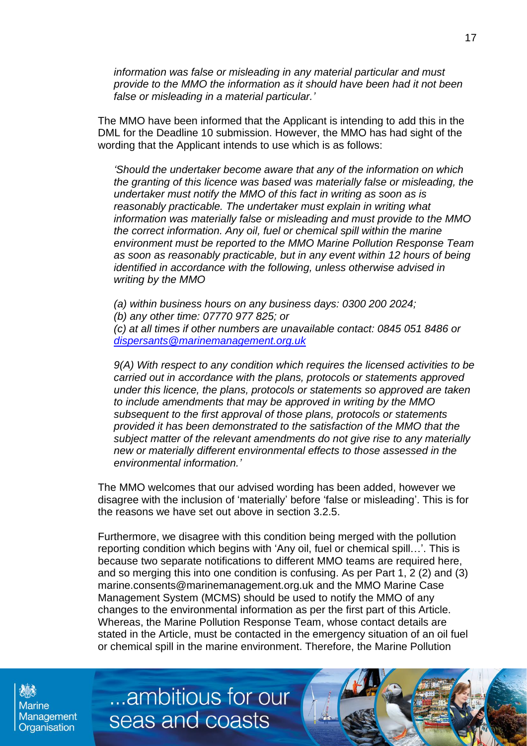*information was false or misleading in any material particular and must provide to the MMO the information as it should have been had it not been false or misleading in a material particular.'*

The MMO have been informed that the Applicant is intending to add this in the DML for the Deadline 10 submission. However, the MMO has had sight of the wording that the Applicant intends to use which is as follows:

*'Should the undertaker become aware that any of the information on which the granting of this licence was based was materially false or misleading, the undertaker must notify the MMO of this fact in writing as soon as is reasonably practicable. The undertaker must explain in writing what information was materially false or misleading and must provide to the MMO the correct information. Any oil, fuel or chemical spill within the marine environment must be reported to the MMO Marine Pollution Response Team as soon as reasonably practicable, but in any event within 12 hours of being identified in accordance with the following, unless otherwise advised in writing by the MMO*

*(a) within business hours on any business days: 0300 200 2024;*
*(b) any other time: 07770 977 825; or*
*(c) at all times if other numbers are unavailable contact: 0845 051 8486 or dispersants@marinemanagement.org.uk*

*9(A) With respect to any condition which requires the licensed activities to be carried out in accordance with the plans, protocols or statements approved under this licence, the plans, protocols or statements so approved are taken to include amendments that may be approved in writing by the MMO subsequent to the first approval of those plans, protocols or statements provided it has been demonstrated to the satisfaction of the MMO that the subject matter of the relevant amendments do not give rise to any materially new or materially different environmental effects to those assessed in the environmental information.'*

The MMO welcomes that our advised wording has been added, however we disagree with the inclusion of 'materially' before 'false or misleading'. This is for the reasons we have set out above in section 3.2.5.

Furthermore, we disagree with this condition being merged with the pollution reporting condition which begins with 'Any oil, fuel or chemical spill…'. This is because two separate notifications to different MMO teams are required here, and so merging this into one condition is confusing. As per Part 1, 2 (2) and (3) marine.consents@marinemanagement.org.uk and the MMO Marine Case Management System (MCMS) should be used to notify the MMO of any changes to the environmental information as per the first part of this Article. Whereas, the Marine Pollution Response Team, whose contact details are stated in the Article, must be contacted in the emergency situation of an oil fuel or chemical spill in the marine environment. Therefore, the Marine Pollution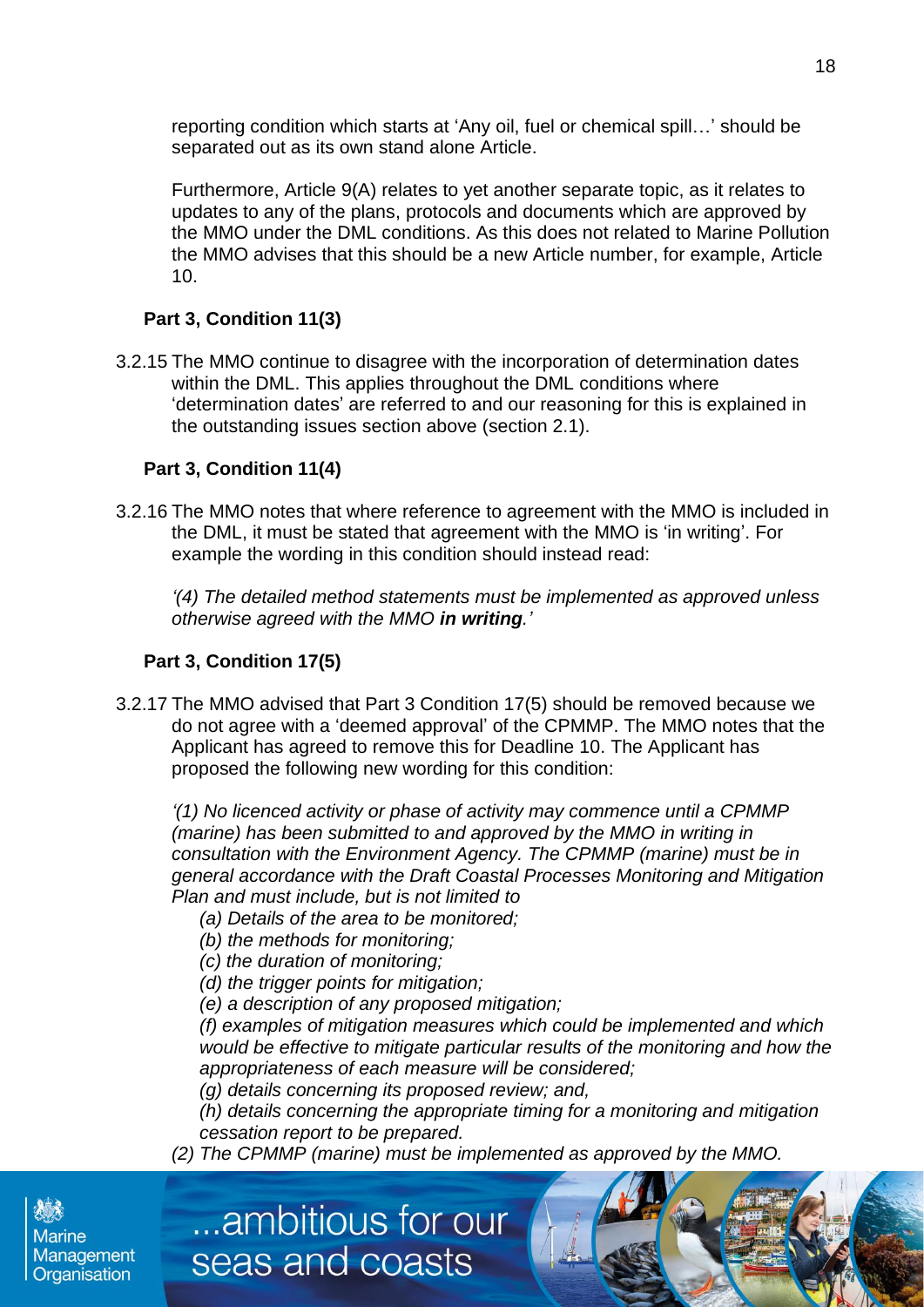reporting condition which starts at 'Any oil, fuel or chemical spill…' should be separated out as its own stand alone Article.

Furthermore, Article 9(A) relates to yet another separate topic, as it relates to updates to any of the plans, protocols and documents which are approved by the MMO under the DML conditions. As this does not related to Marine Pollution the MMO advises that this should be a new Article number, for example, Article 10.

**Part 3, Condition 11(3)**

3.2.15 The MMO continue to disagree with the incorporation of determination dates within the DML. This applies throughout the DML conditions where 'determination dates' are referred to and our reasoning for this is explained in the outstanding issues section above (section 2.1).

**Part 3, Condition 11(4)**

3.2.16 The MMO notes that where reference to agreement with the MMO is included in the DML, it must be stated that agreement with the MMO is 'in writing'. For example the wording in this condition should instead read:

*'(4) The detailed method statements must be implemented as approved unless otherwise agreed with the MMO **in writing**.'*

**Part 3, Condition 17(5)**

3.2.17 The MMO advised that Part 3 Condition 17(5) should be removed because we do not agree with a 'deemed approval' of the CPMMP. The MMO notes that the Applicant has agreed to remove this for Deadline 10. The Applicant has proposed the following new wording for this condition:

*'(1) No licenced activity or phase of activity may commence until a CPMMP (marine) has been submitted to and approved by the MMO in writing in consultation with the Environment Agency. The CPMMP (marine) must be in general accordance with the Draft Coastal Processes Monitoring and Mitigation Plan and must include, but is not limited to*

*(a) Details of the area to be monitored;*
*(b) the methods for monitoring;*
*(c) the duration of monitoring;*
*(d) the trigger points for mitigation;*
*(e) a description of any proposed mitigation;*
*(f) examples of mitigation measures which could be implemented and which would be effective to mitigate particular results of the monitoring and how the appropriateness of each measure will be considered;*
*(g) details concerning its proposed review; and,*
*(h) details concerning the appropriate timing for a monitoring and mitigation cessation report to be prepared.*

*(2) The CPMMP (marine) must be implemented as approved by the MMO.*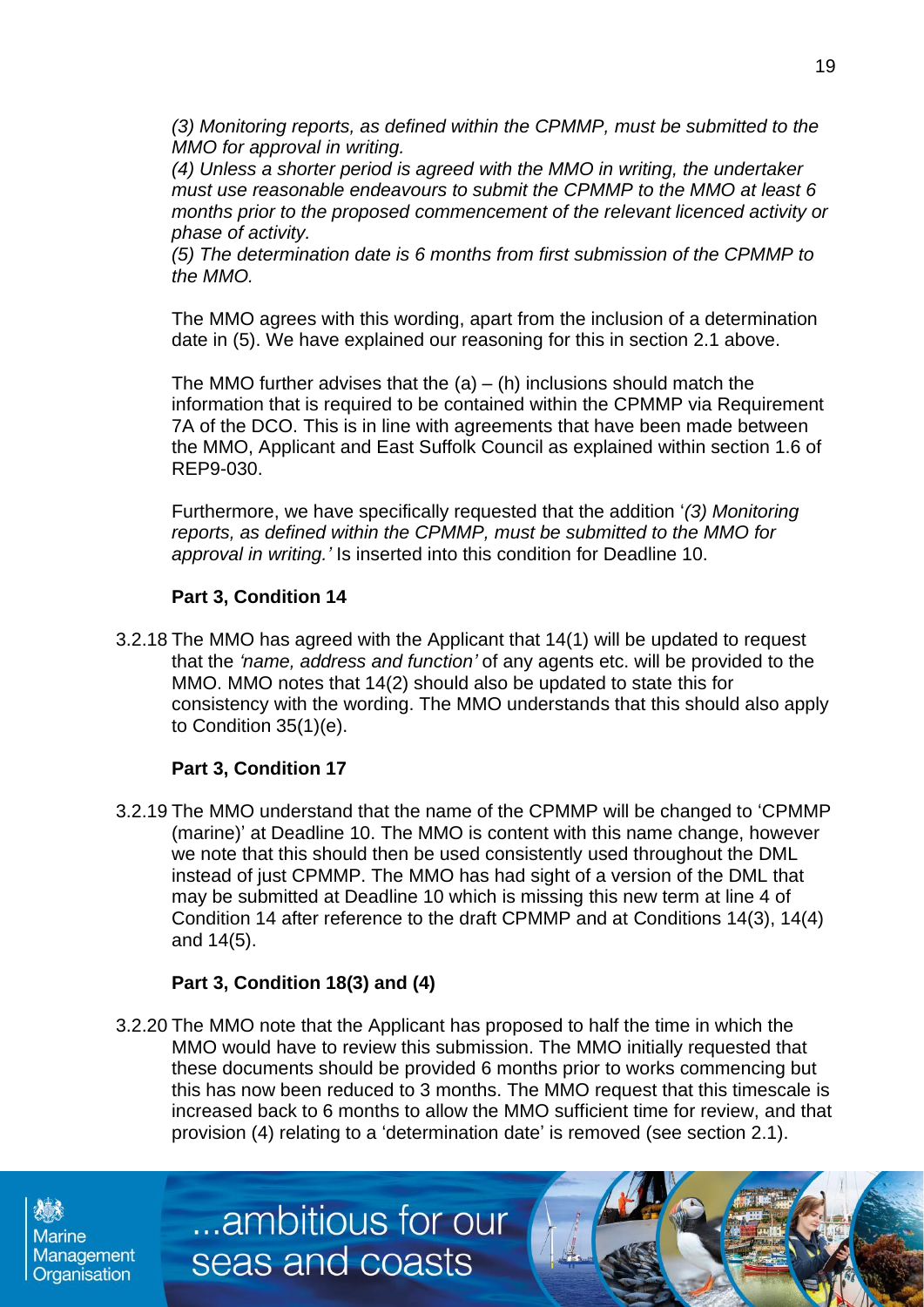*(3) Monitoring reports, as defined within the CPMMP, must be submitted to the MMO for approval in writing.*
*(4) Unless a shorter period is agreed with the MMO in writing, the undertaker must use reasonable endeavours to submit the CPMMP to the MMO at least 6 months prior to the proposed commencement of the relevant licenced activity or phase of activity.*
*(5) The determination date is 6 months from first submission of the CPMMP to the MMO.*

The MMO agrees with this wording, apart from the inclusion of a determination date in (5). We have explained our reasoning for this in section 2.1 above.

The MMO further advises that the (a) – (h) inclusions should match the information that is required to be contained within the CPMMP via Requirement 7A of the DCO. This is in line with agreements that have been made between the MMO, Applicant and East Suffolk Council as explained within section 1.6 of REP9-030.

Furthermore, we have specifically requested that the addition '*(3) Monitoring reports, as defined within the CPMMP, must be submitted to the MMO for approval in writing.'* Is inserted into this condition for Deadline 10.

**Part 3, Condition 14**

3.2.18 The MMO has agreed with the Applicant that 14(1) will be updated to request that the *'name, address and function'* of any agents etc. will be provided to the MMO. MMO notes that 14(2) should also be updated to state this for consistency with the wording. The MMO understands that this should also apply to Condition 35(1)(e).

**Part 3, Condition 17**

3.2.19 The MMO understand that the name of the CPMMP will be changed to 'CPMMP (marine)' at Deadline 10. The MMO is content with this name change, however we note that this should then be used consistently used throughout the DML instead of just CPMMP. The MMO has had sight of a version of the DML that may be submitted at Deadline 10 which is missing this new term at line 4 of Condition 14 after reference to the draft CPMMP and at Conditions 14(3), 14(4) and 14(5).

**Part 3, Condition 18(3) and (4)**

3.2.20 The MMO note that the Applicant has proposed to half the time in which the MMO would have to review this submission. The MMO initially requested that these documents should be provided 6 months prior to works commencing but this has now been reduced to 3 months. The MMO request that this timescale is increased back to 6 months to allow the MMO sufficient time for review, and that provision (4) relating to a 'determination date' is removed (see section 2.1).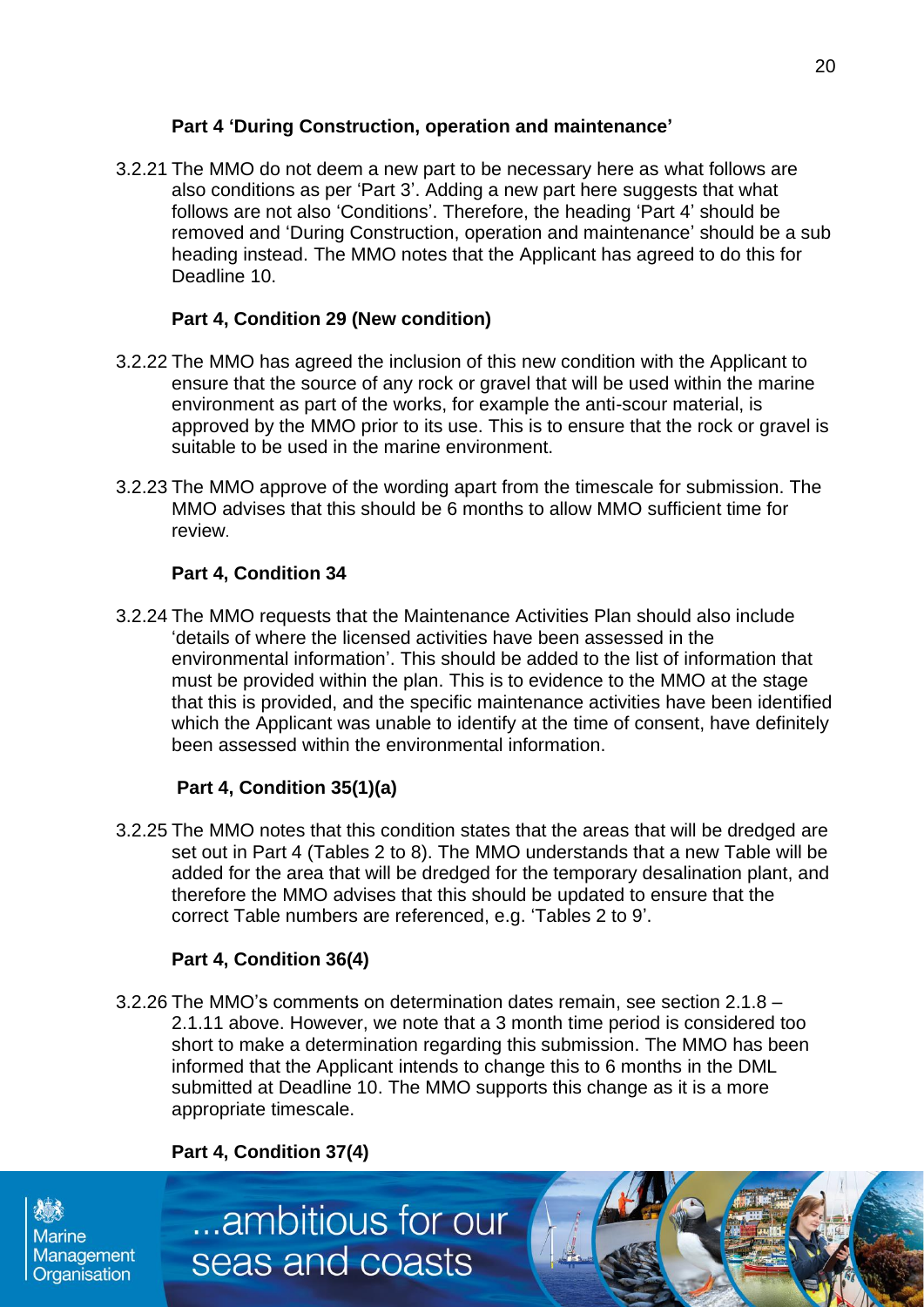**Part 4 'During Construction, operation and maintenance'**

3.2.21 The MMO do not deem a new part to be necessary here as what follows are also conditions as per 'Part 3'. Adding a new part here suggests that what follows are not also 'Conditions'. Therefore, the heading 'Part 4' should be removed and 'During Construction, operation and maintenance' should be a sub heading instead. The MMO notes that the Applicant has agreed to do this for Deadline 10.

**Part 4, Condition 29 (New condition)**

3.2.22 The MMO has agreed the inclusion of this new condition with the Applicant to ensure that the source of any rock or gravel that will be used within the marine environment as part of the works, for example the anti-scour material, is approved by the MMO prior to its use. This is to ensure that the rock or gravel is suitable to be used in the marine environment.

3.2.23 The MMO approve of the wording apart from the timescale for submission. The MMO advises that this should be 6 months to allow MMO sufficient time for review.

**Part 4, Condition 34**

3.2.24 The MMO requests that the Maintenance Activities Plan should also include 'details of where the licensed activities have been assessed in the environmental information'. This should be added to the list of information that must be provided within the plan. This is to evidence to the MMO at the stage that this is provided, and the specific maintenance activities have been identified which the Applicant was unable to identify at the time of consent, have definitely been assessed within the environmental information.

**Part 4, Condition 35(1)(a)**

3.2.25 The MMO notes that this condition states that the areas that will be dredged are set out in Part 4 (Tables 2 to 8). The MMO understands that a new Table will be added for the area that will be dredged for the temporary desalination plant, and therefore the MMO advises that this should be updated to ensure that the correct Table numbers are referenced, e.g. 'Tables 2 to 9'.

**Part 4, Condition 36(4)**

3.2.26 The MMO's comments on determination dates remain, see section 2.1.8 – 2.1.11 above. However, we note that a 3 month time period is considered too short to make a determination regarding this submission. The MMO has been informed that the Applicant intends to change this to 6 months in the DML submitted at Deadline 10. The MMO supports this change as it is a more appropriate timescale.

**Part 4, Condition 37(4)**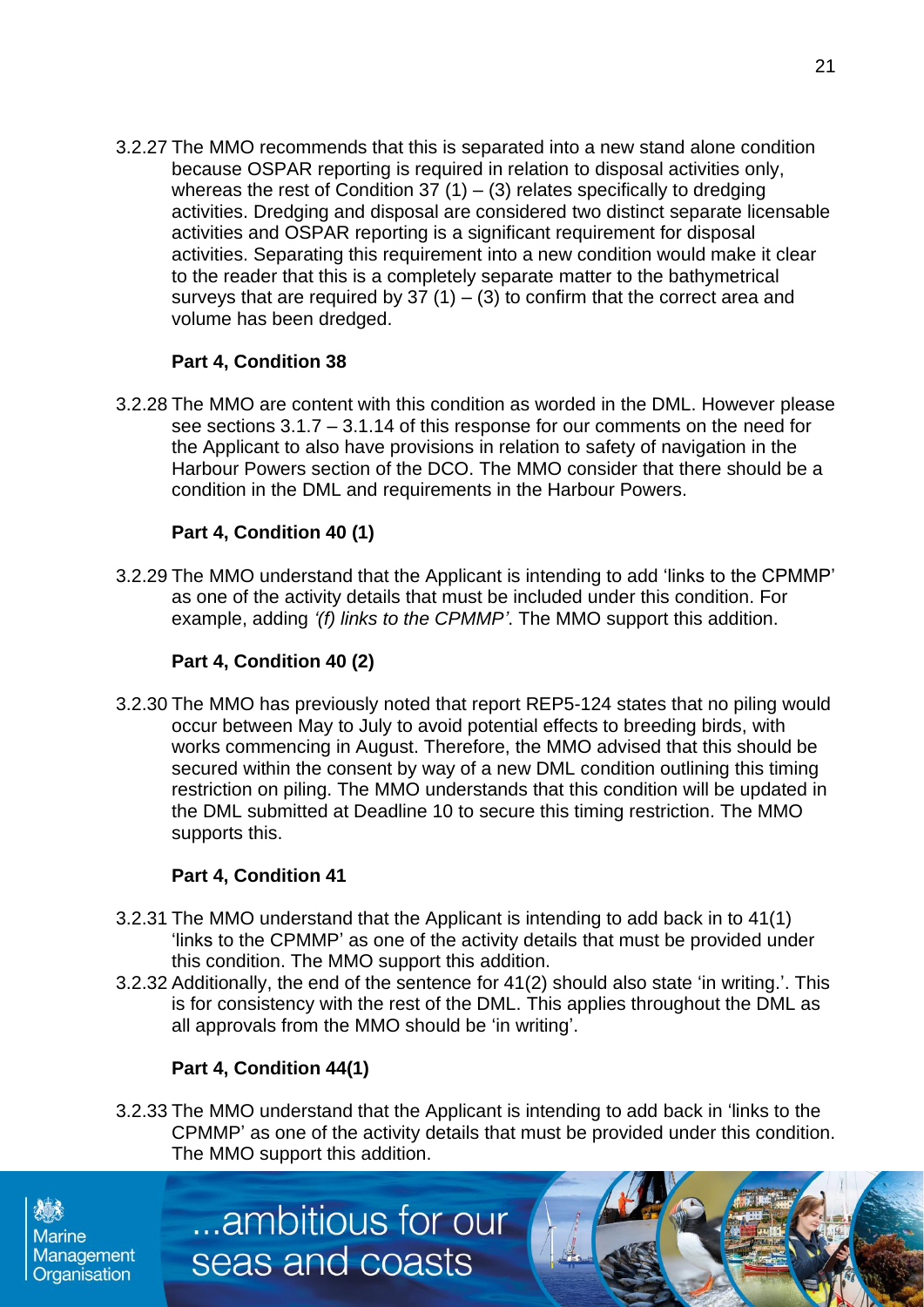3.2.27 The MMO recommends that this is separated into a new stand alone condition because OSPAR reporting is required in relation to disposal activities only, whereas the rest of Condition 37 (1) – (3) relates specifically to dredging activities. Dredging and disposal are considered two distinct separate licensable activities and OSPAR reporting is a significant requirement for disposal activities. Separating this requirement into a new condition would make it clear to the reader that this is a completely separate matter to the bathymetrical surveys that are required by 37 (1) – (3) to confirm that the correct area and volume has been dredged.

**Part 4, Condition 38**

3.2.28 The MMO are content with this condition as worded in the DML. However please see sections 3.1.7 – 3.1.14 of this response for our comments on the need for the Applicant to also have provisions in relation to safety of navigation in the Harbour Powers section of the DCO. The MMO consider that there should be a condition in the DML and requirements in the Harbour Powers.

**Part 4, Condition 40 (1)**

3.2.29 The MMO understand that the Applicant is intending to add 'links to the CPMMP' as one of the activity details that must be included under this condition. For example, adding *'(f) links to the CPMMP'*. The MMO support this addition.

**Part 4, Condition 40 (2)**

3.2.30 The MMO has previously noted that report REP5-124 states that no piling would occur between May to July to avoid potential effects to breeding birds, with works commencing in August. Therefore, the MMO advised that this should be secured within the consent by way of a new DML condition outlining this timing restriction on piling. The MMO understands that this condition will be updated in the DML submitted at Deadline 10 to secure this timing restriction. The MMO supports this.

**Part 4, Condition 41**

3.2.31 The MMO understand that the Applicant is intending to add back in to 41(1) 'links to the CPMMP' as one of the activity details that must be provided under this condition. The MMO support this addition.

3.2.32 Additionally, the end of the sentence for 41(2) should also state 'in writing.'. This is for consistency with the rest of the DML. This applies throughout the DML as all approvals from the MMO should be 'in writing'.

**Part 4, Condition 44(1)**

3.2.33 The MMO understand that the Applicant is intending to add back in 'links to the CPMMP' as one of the activity details that must be provided under this condition. The MMO support this addition.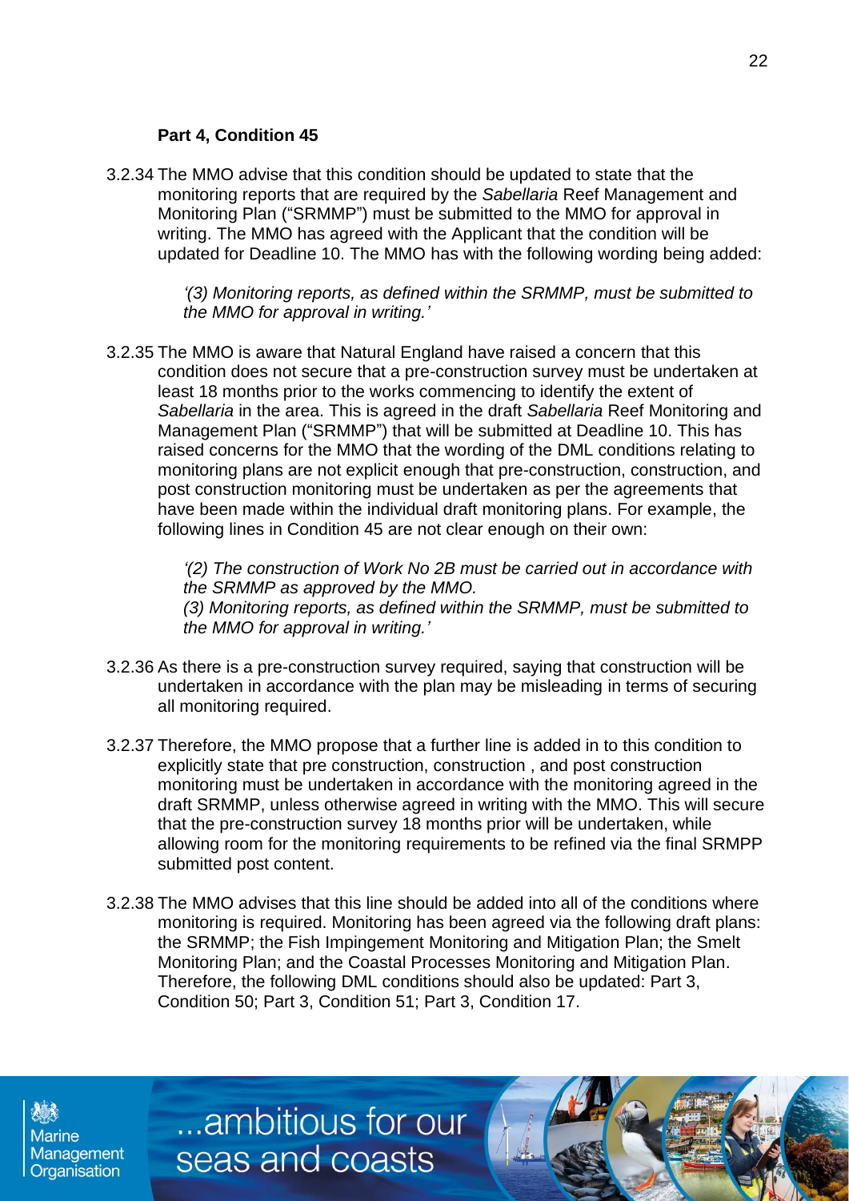**Part 4, Condition 45**

3.2.34 The MMO advise that this condition should be updated to state that the monitoring reports that are required by the *Sabellaria* Reef Management and Monitoring Plan ("SRMMP") must be submitted to the MMO for approval in writing. The MMO has agreed with the Applicant that the condition will be updated for Deadline 10. The MMO has with the following wording being added:

> *'(3) Monitoring reports, as defined within the SRMMP, must be submitted to the MMO for approval in writing.'*

3.2.35 The MMO is aware that Natural England have raised a concern that this condition does not secure that a pre-construction survey must be undertaken at least 18 months prior to the works commencing to identify the extent of *Sabellaria* in the area. This is agreed in the draft *Sabellaria* Reef Monitoring and Management Plan ("SRMMP") that will be submitted at Deadline 10. This has raised concerns for the MMO that the wording of the DML conditions relating to monitoring plans are not explicit enough that pre-construction, construction, and post construction monitoring must be undertaken as per the agreements that have been made within the individual draft monitoring plans. For example, the following lines in Condition 45 are not clear enough on their own:

> *'(2) The construction of Work No 2B must be carried out in accordance with the SRMMP as approved by the MMO.*
> *(3) Monitoring reports, as defined within the SRMMP, must be submitted to the MMO for approval in writing.'*

3.2.36 As there is a pre-construction survey required, saying that construction will be undertaken in accordance with the plan may be misleading in terms of securing all monitoring required.

3.2.37 Therefore, the MMO propose that a further line is added in to this condition to explicitly state that pre construction, construction , and post construction monitoring must be undertaken in accordance with the monitoring agreed in the draft SRMMP, unless otherwise agreed in writing with the MMO. This will secure that the pre-construction survey 18 months prior will be undertaken, while allowing room for the monitoring requirements to be refined via the final SRMPP submitted post content.

3.2.38 The MMO advises that this line should be added into all of the conditions where monitoring is required. Monitoring has been agreed via the following draft plans: the SRMMP; the Fish Impingement Monitoring and Mitigation Plan; the Smelt Monitoring Plan; and the Coastal Processes Monitoring and Mitigation Plan. Therefore, the following DML conditions should also be updated: Part 3, Condition 50; Part 3, Condition 51; Part 3, Condition 17.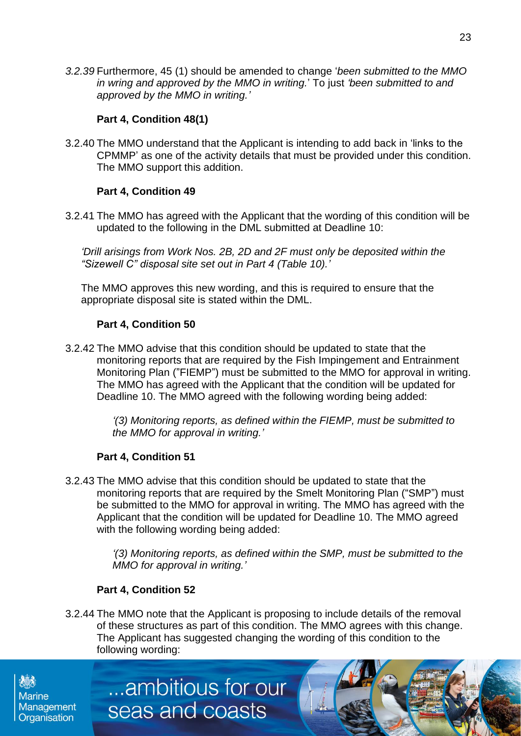*3.2.39* Furthermore, 45 (1) should be amended to change '*been submitted to the MMO in wring and approved by the MMO in writing.*' To just *'been submitted to and approved by the MMO in writing.'*

**Part 4, Condition 48(1)**

3.2.40 The MMO understand that the Applicant is intending to add back in 'links to the CPMMP' as one of the activity details that must be provided under this condition. The MMO support this addition.

**Part 4, Condition 49**

3.2.41 The MMO has agreed with the Applicant that the wording of this condition will be updated to the following in the DML submitted at Deadline 10:

*'Drill arisings from Work Nos. 2B, 2D and 2F must only be deposited within the "Sizewell C" disposal site set out in Part 4 (Table 10).'*

The MMO approves this new wording, and this is required to ensure that the appropriate disposal site is stated within the DML.

**Part 4, Condition 50**

3.2.42 The MMO advise that this condition should be updated to state that the monitoring reports that are required by the Fish Impingement and Entrainment Monitoring Plan ("FIEMP") must be submitted to the MMO for approval in writing. The MMO has agreed with the Applicant that the condition will be updated for Deadline 10. The MMO agreed with the following wording being added:

> *'(3) Monitoring reports, as defined within the FIEMP, must be submitted to the MMO for approval in writing.'*

**Part 4, Condition 51**

3.2.43 The MMO advise that this condition should be updated to state that the monitoring reports that are required by the Smelt Monitoring Plan ("SMP") must be submitted to the MMO for approval in writing. The MMO has agreed with the Applicant that the condition will be updated for Deadline 10. The MMO agreed with the following wording being added:

> *'(3) Monitoring reports, as defined within the SMP, must be submitted to the MMO for approval in writing.'*

**Part 4, Condition 52**

3.2.44 The MMO note that the Applicant is proposing to include details of the removal of these structures as part of this condition. The MMO agrees with this change. The Applicant has suggested changing the wording of this condition to the following wording: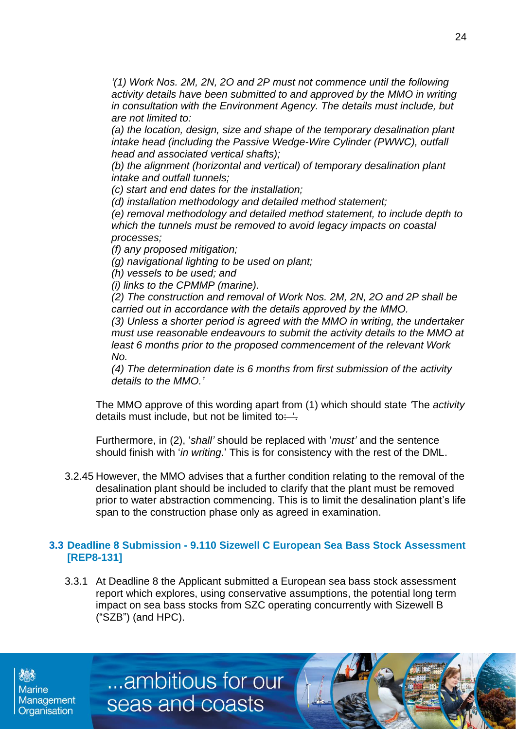*'(1) Work Nos. 2M, 2N, 2O and 2P must not commence until the following activity details have been submitted to and approved by the MMO in writing in consultation with the Environment Agency. The details must include, but are not limited to:*

*(a) the location, design, size and shape of the temporary desalination plant intake head (including the Passive Wedge-Wire Cylinder (PWWC), outfall head and associated vertical shafts);*

*(b) the alignment (horizontal and vertical) of temporary desalination plant intake and outfall tunnels;*

*(c) start and end dates for the installation;*

*(d) installation methodology and detailed method statement;*

*(e) removal methodology and detailed method statement, to include depth to which the tunnels must be removed to avoid legacy impacts on coastal processes;*

*(f) any proposed mitigation;*

*(g) navigational lighting to be used on plant;*

*(h) vessels to be used; and*

*(i) links to the CPMMP (marine).*

*(2) The construction and removal of Work Nos. 2M, 2N, 2O and 2P shall be carried out in accordance with the details approved by the MMO.*

*(3) Unless a shorter period is agreed with the MMO in writing, the undertaker must use reasonable endeavours to submit the activity details to the MMO at least 6 months prior to the proposed commencement of the relevant Work No.*

*(4) The determination date is 6 months from first submission of the activity details to the MMO.'*

The MMO approve of this wording apart from (1) which should state *'*The *activity* details must include, but not be limited to: '.

Furthermore, in (2), '*shall'* should be replaced with '*must'* and the sentence should finish with '*in writing*.' This is for consistency with the rest of the DML.

3.2.45 However, the MMO advises that a further condition relating to the removal of the desalination plant should be included to clarify that the plant must be removed prior to water abstraction commencing. This is to limit the desalination plant's life span to the construction phase only as agreed in examination.

### 3.3 Deadline 8 Submission - 9.110 Sizewell C European Sea Bass Stock Assessment [REP8-131]

3.3.1 At Deadline 8 the Applicant submitted a European sea bass stock assessment report which explores, using conservative assumptions, the potential long term impact on sea bass stocks from SZC operating concurrently with Sizewell B ("SZB") (and HPC).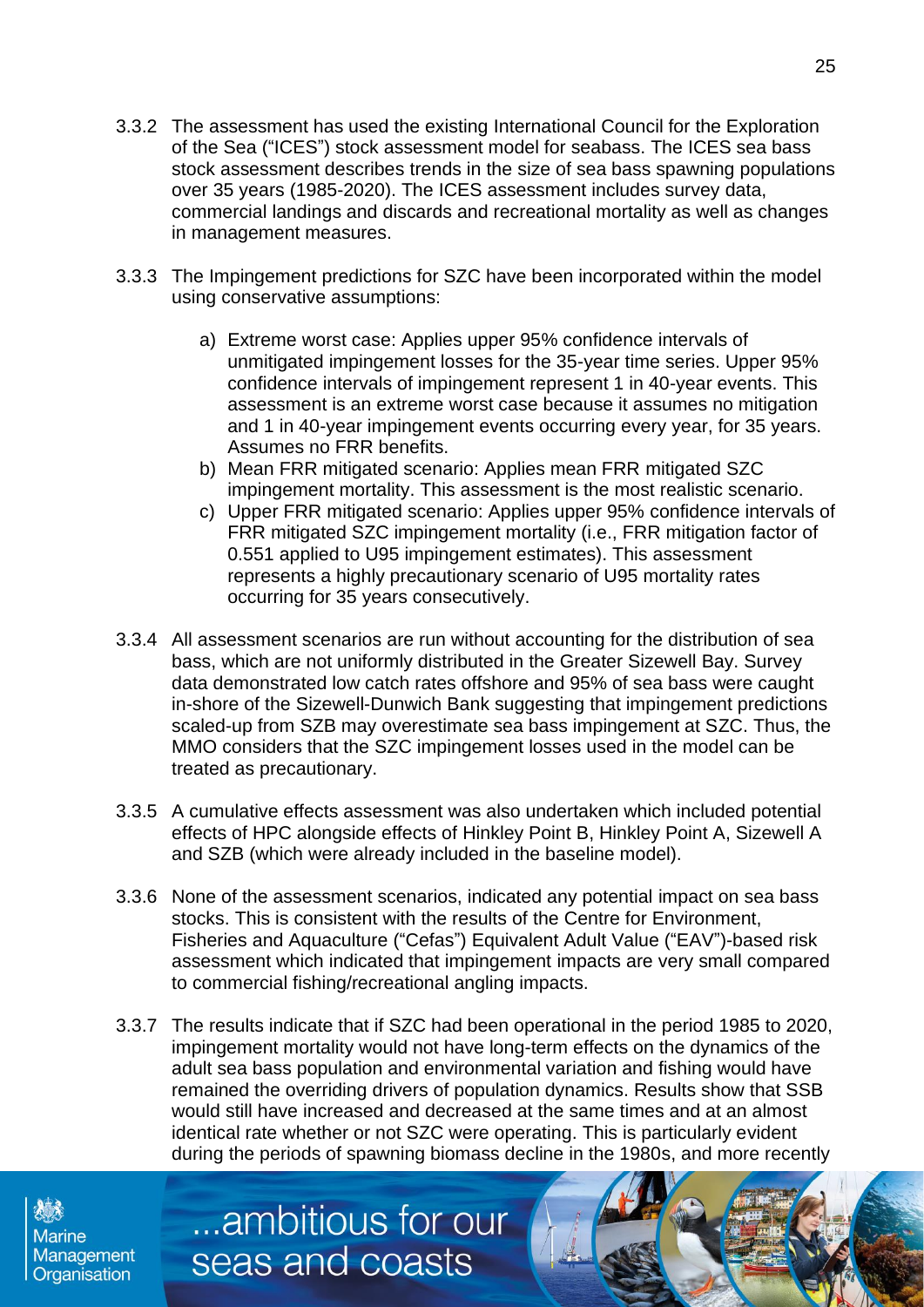3.3.2 The assessment has used the existing International Council for the Exploration of the Sea ("ICES") stock assessment model for seabass. The ICES sea bass stock assessment describes trends in the size of sea bass spawning populations over 35 years (1985-2020). The ICES assessment includes survey data, commercial landings and discards and recreational mortality as well as changes in management measures.

3.3.3 The Impingement predictions for SZC have been incorporated within the model using conservative assumptions:

a) Extreme worst case: Applies upper 95% confidence intervals of unmitigated impingement losses for the 35-year time series. Upper 95% confidence intervals of impingement represent 1 in 40-year events. This assessment is an extreme worst case because it assumes no mitigation and 1 in 40-year impingement events occurring every year, for 35 years. Assumes no FRR benefits.

b) Mean FRR mitigated scenario: Applies mean FRR mitigated SZC impingement mortality. This assessment is the most realistic scenario.

c) Upper FRR mitigated scenario: Applies upper 95% confidence intervals of FRR mitigated SZC impingement mortality (i.e., FRR mitigation factor of 0.551 applied to U95 impingement estimates). This assessment represents a highly precautionary scenario of U95 mortality rates occurring for 35 years consecutively.

3.3.4 All assessment scenarios are run without accounting for the distribution of sea bass, which are not uniformly distributed in the Greater Sizewell Bay. Survey data demonstrated low catch rates offshore and 95% of sea bass were caught in-shore of the Sizewell-Dunwich Bank suggesting that impingement predictions scaled-up from SZB may overestimate sea bass impingement at SZC. Thus, the MMO considers that the SZC impingement losses used in the model can be treated as precautionary.

3.3.5 A cumulative effects assessment was also undertaken which included potential effects of HPC alongside effects of Hinkley Point B, Hinkley Point A, Sizewell A and SZB (which were already included in the baseline model).

3.3.6 None of the assessment scenarios, indicated any potential impact on sea bass stocks. This is consistent with the results of the Centre for Environment, Fisheries and Aquaculture ("Cefas") Equivalent Adult Value ("EAV")-based risk assessment which indicated that impingement impacts are very small compared to commercial fishing/recreational angling impacts.

3.3.7 The results indicate that if SZC had been operational in the period 1985 to 2020, impingement mortality would not have long-term effects on the dynamics of the adult sea bass population and environmental variation and fishing would have remained the overriding drivers of population dynamics. Results show that SSB would still have increased and decreased at the same times and at an almost identical rate whether or not SZC were operating. This is particularly evident during the periods of spawning biomass decline in the 1980s, and more recently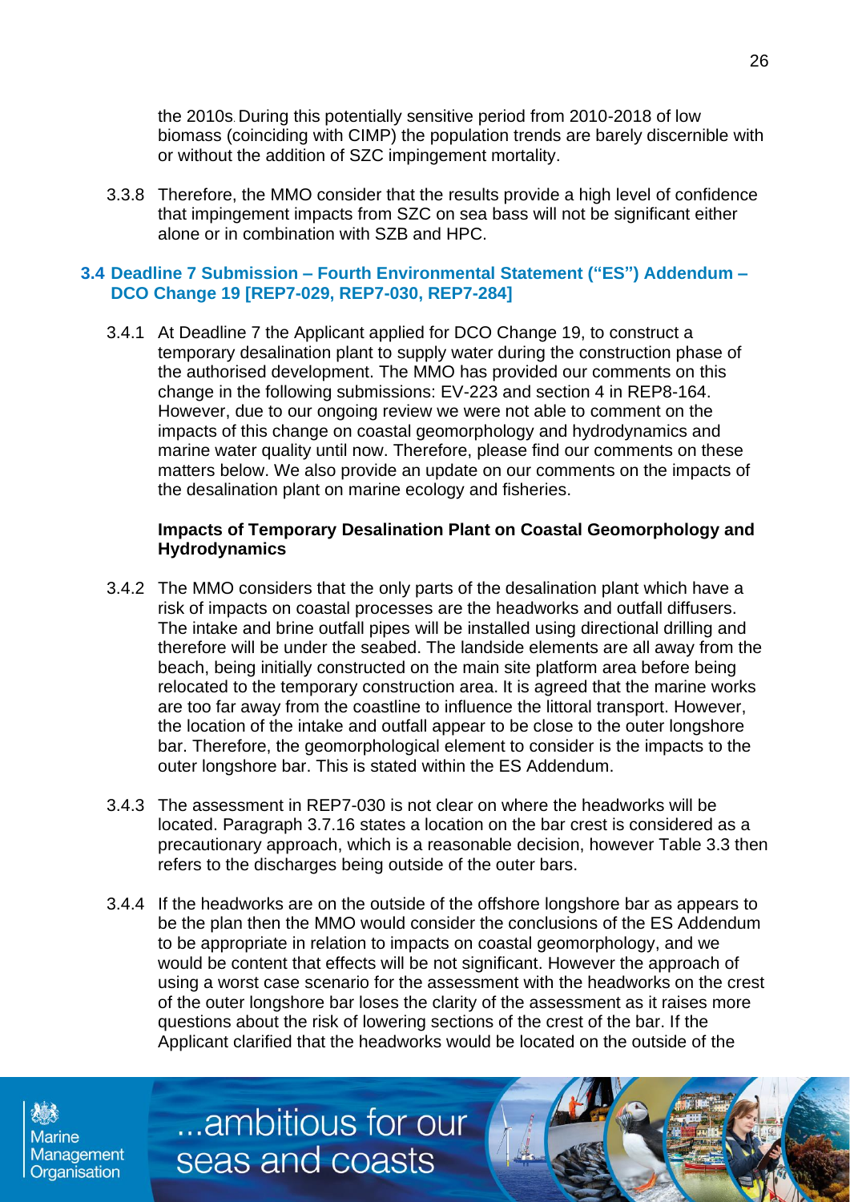the 2010s. During this potentially sensitive period from 2010-2018 of low biomass (coinciding with CIMP) the population trends are barely discernible with or without the addition of SZC impingement mortality.

3.3.8 Therefore, the MMO consider that the results provide a high level of confidence that impingement impacts from SZC on sea bass will not be significant either alone or in combination with SZB and HPC.

## 3.4 Deadline 7 Submission – Fourth Environmental Statement ("ES") Addendum – DCO Change 19 [REP7-029, REP7-030, REP7-284]

3.4.1 At Deadline 7 the Applicant applied for DCO Change 19, to construct a temporary desalination plant to supply water during the construction phase of the authorised development. The MMO has provided our comments on this change in the following submissions: EV-223 and section 4 in REP8-164. However, due to our ongoing review we were not able to comment on the impacts of this change on coastal geomorphology and hydrodynamics and marine water quality until now. Therefore, please find our comments on these matters below. We also provide an update on our comments on the impacts of the desalination plant on marine ecology and fisheries.

**Impacts of Temporary Desalination Plant on Coastal Geomorphology and Hydrodynamics**

3.4.2 The MMO considers that the only parts of the desalination plant which have a risk of impacts on coastal processes are the headworks and outfall diffusers. The intake and brine outfall pipes will be installed using directional drilling and therefore will be under the seabed. The landside elements are all away from the beach, being initially constructed on the main site platform area before being relocated to the temporary construction area. It is agreed that the marine works are too far away from the coastline to influence the littoral transport. However, the location of the intake and outfall appear to be close to the outer longshore bar. Therefore, the geomorphological element to consider is the impacts to the outer longshore bar. This is stated within the ES Addendum.

3.4.3 The assessment in REP7-030 is not clear on where the headworks will be located. Paragraph 3.7.16 states a location on the bar crest is considered as a precautionary approach, which is a reasonable decision, however Table 3.3 then refers to the discharges being outside of the outer bars.

3.4.4 If the headworks are on the outside of the offshore longshore bar as appears to be the plan then the MMO would consider the conclusions of the ES Addendum to be appropriate in relation to impacts on coastal geomorphology, and we would be content that effects will be not significant. However the approach of using a worst case scenario for the assessment with the headworks on the crest of the outer longshore bar loses the clarity of the assessment as it raises more questions about the risk of lowering sections of the crest of the bar. If the Applicant clarified that the headworks would be located on the outside of the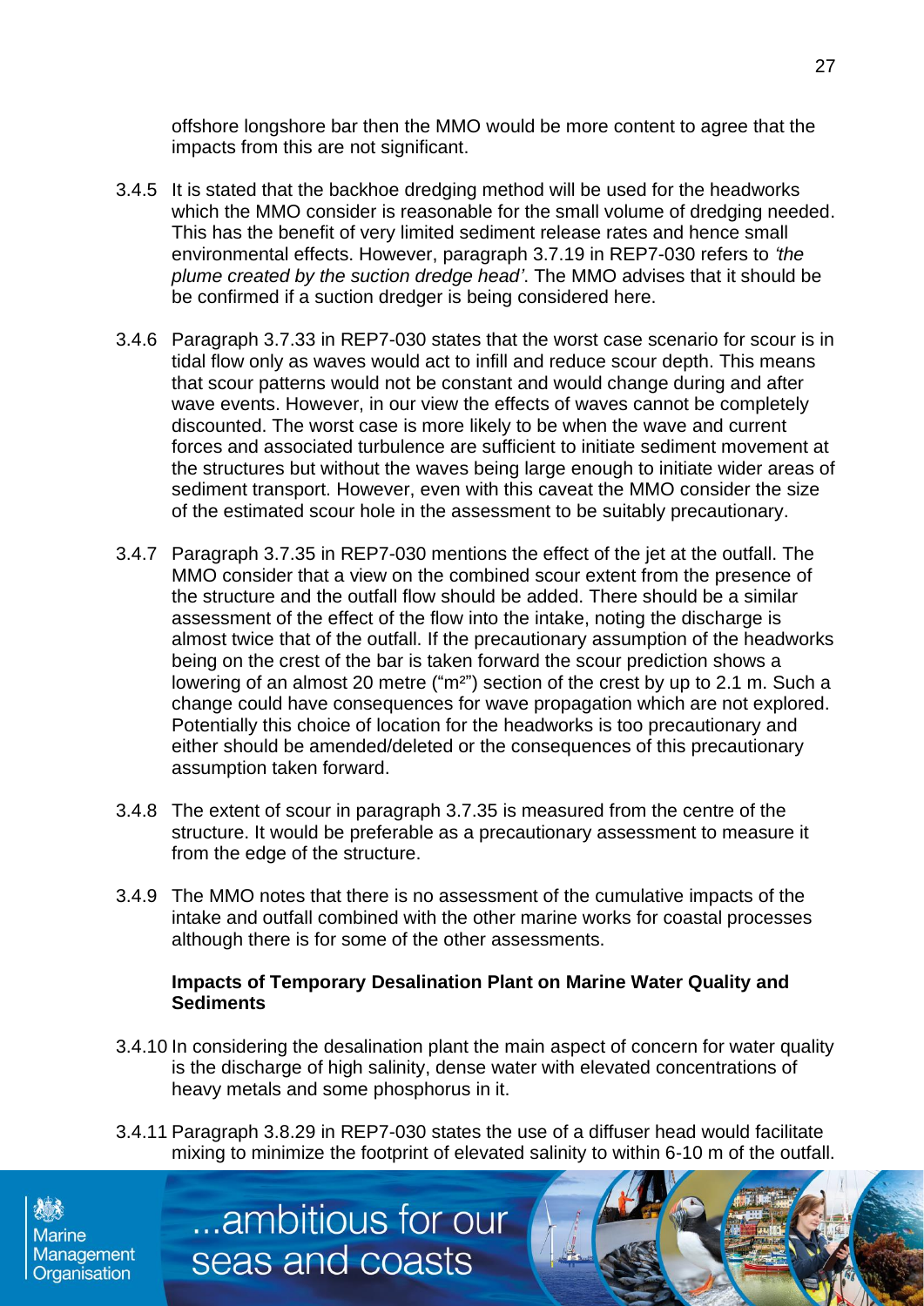offshore longshore bar then the MMO would be more content to agree that the impacts from this are not significant.

3.4.5 It is stated that the backhoe dredging method will be used for the headworks which the MMO consider is reasonable for the small volume of dredging needed. This has the benefit of very limited sediment release rates and hence small environmental effects. However, paragraph 3.7.19 in REP7-030 refers to *'the plume created by the suction dredge head'*. The MMO advises that it should be be confirmed if a suction dredger is being considered here.

3.4.6 Paragraph 3.7.33 in REP7-030 states that the worst case scenario for scour is in tidal flow only as waves would act to infill and reduce scour depth. This means that scour patterns would not be constant and would change during and after wave events. However, in our view the effects of waves cannot be completely discounted. The worst case is more likely to be when the wave and current forces and associated turbulence are sufficient to initiate sediment movement at the structures but without the waves being large enough to initiate wider areas of sediment transport. However, even with this caveat the MMO consider the size of the estimated scour hole in the assessment to be suitably precautionary.

3.4.7 Paragraph 3.7.35 in REP7-030 mentions the effect of the jet at the outfall. The MMO consider that a view on the combined scour extent from the presence of the structure and the outfall flow should be added. There should be a similar assessment of the effect of the flow into the intake, noting the discharge is almost twice that of the outfall. If the precautionary assumption of the headworks being on the crest of the bar is taken forward the scour prediction shows a lowering of an almost 20 metre ("m²") section of the crest by up to 2.1 m. Such a change could have consequences for wave propagation which are not explored. Potentially this choice of location for the headworks is too precautionary and either should be amended/deleted or the consequences of this precautionary assumption taken forward.

3.4.8 The extent of scour in paragraph 3.7.35 is measured from the centre of the structure. It would be preferable as a precautionary assessment to measure it from the edge of the structure.

3.4.9 The MMO notes that there is no assessment of the cumulative impacts of the intake and outfall combined with the other marine works for coastal processes although there is for some of the other assessments.

**Impacts of Temporary Desalination Plant on Marine Water Quality and Sediments**

3.4.10 In considering the desalination plant the main aspect of concern for water quality is the discharge of high salinity, dense water with elevated concentrations of heavy metals and some phosphorus in it.

3.4.11 Paragraph 3.8.29 in REP7-030 states the use of a diffuser head would facilitate mixing to minimize the footprint of elevated salinity to within 6-10 m of the outfall.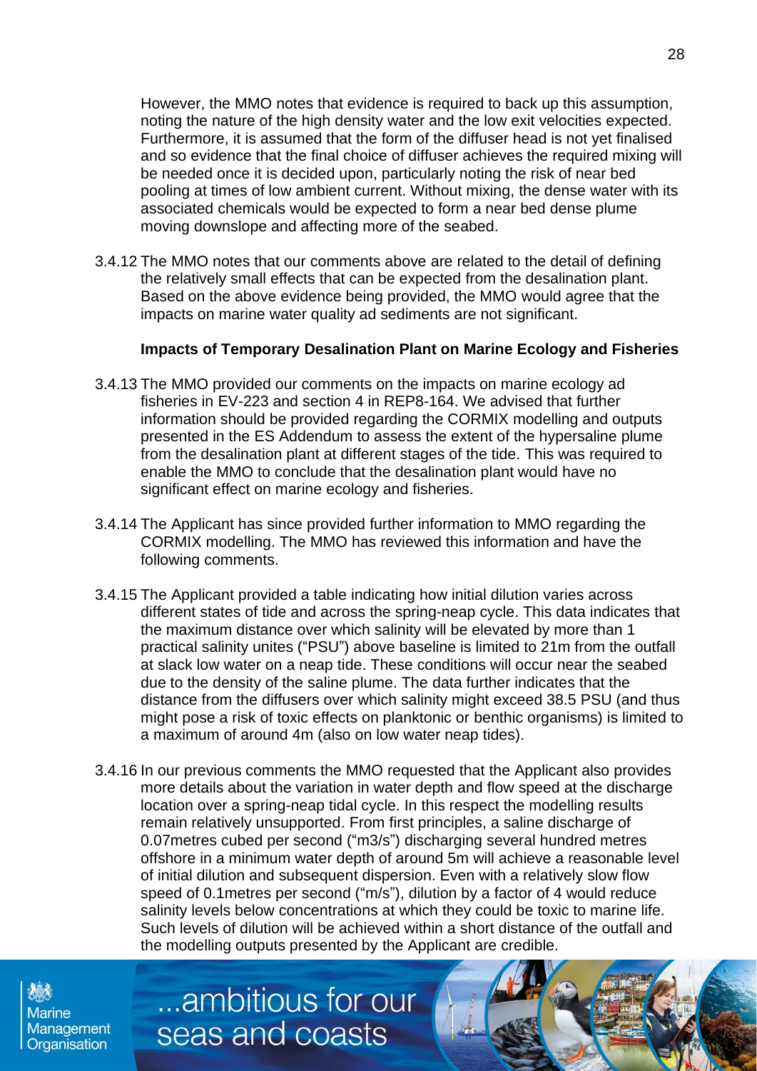However, the MMO notes that evidence is required to back up this assumption, noting the nature of the high density water and the low exit velocities expected. Furthermore, it is assumed that the form of the diffuser head is not yet finalised and so evidence that the final choice of diffuser achieves the required mixing will be needed once it is decided upon, particularly noting the risk of near bed pooling at times of low ambient current. Without mixing, the dense water with its associated chemicals would be expected to form a near bed dense plume moving downslope and affecting more of the seabed.

3.4.12 The MMO notes that our comments above are related to the detail of defining the relatively small effects that can be expected from the desalination plant. Based on the above evidence being provided, the MMO would agree that the impacts on marine water quality ad sediments are not significant.

**Impacts of Temporary Desalination Plant on Marine Ecology and Fisheries**

3.4.13 The MMO provided our comments on the impacts on marine ecology ad fisheries in EV-223 and section 4 in REP8-164. We advised that further information should be provided regarding the CORMIX modelling and outputs presented in the ES Addendum to assess the extent of the hypersaline plume from the desalination plant at different stages of the tide. This was required to enable the MMO to conclude that the desalination plant would have no significant effect on marine ecology and fisheries.

3.4.14 The Applicant has since provided further information to MMO regarding the CORMIX modelling. The MMO has reviewed this information and have the following comments.

3.4.15 The Applicant provided a table indicating how initial dilution varies across different states of tide and across the spring-neap cycle. This data indicates that the maximum distance over which salinity will be elevated by more than 1 practical salinity unites ("PSU") above baseline is limited to 21m from the outfall at slack low water on a neap tide. These conditions will occur near the seabed due to the density of the saline plume. The data further indicates that the distance from the diffusers over which salinity might exceed 38.5 PSU (and thus might pose a risk of toxic effects on planktonic or benthic organisms) is limited to a maximum of around 4m (also on low water neap tides).

3.4.16 In our previous comments the MMO requested that the Applicant also provides more details about the variation in water depth and flow speed at the discharge location over a spring-neap tidal cycle. In this respect the modelling results remain relatively unsupported. From first principles, a saline discharge of 0.07metres cubed per second ("m3/s") discharging several hundred metres offshore in a minimum water depth of around 5m will achieve a reasonable level of initial dilution and subsequent dispersion. Even with a relatively slow flow speed of 0.1metres per second ("m/s"), dilution by a factor of 4 would reduce salinity levels below concentrations at which they could be toxic to marine life. Such levels of dilution will be achieved within a short distance of the outfall and the modelling outputs presented by the Applicant are credible.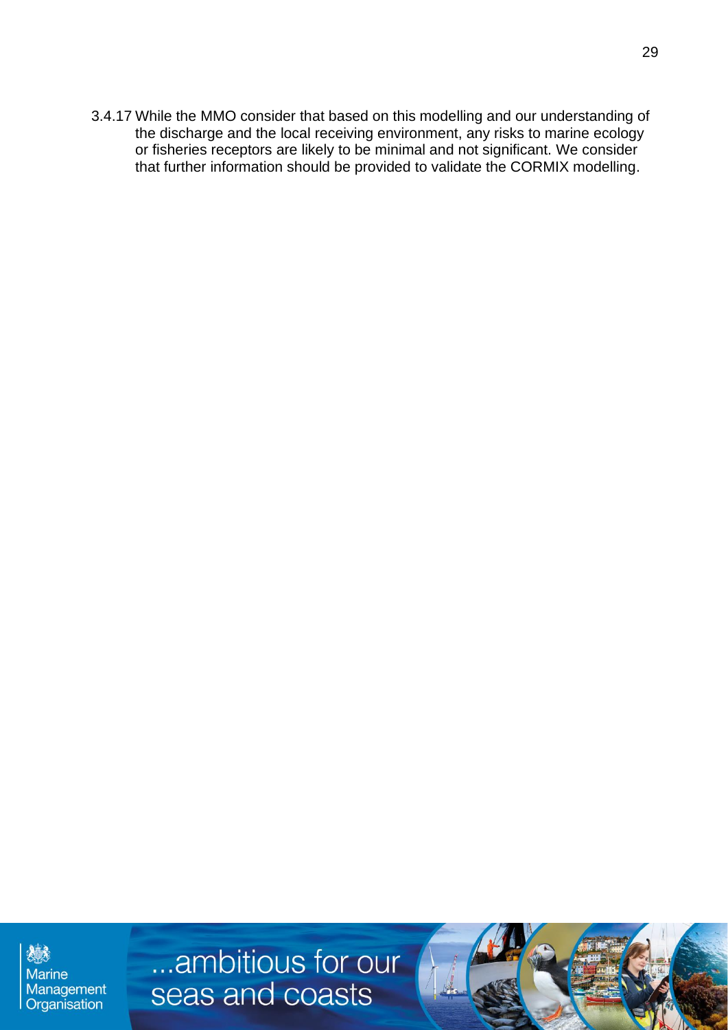3.4.17 While the MMO consider that based on this modelling and our understanding of the discharge and the local receiving environment, any risks to marine ecology or fisheries receptors are likely to be minimal and not significant. We consider that further information should be provided to validate the CORMIX modelling.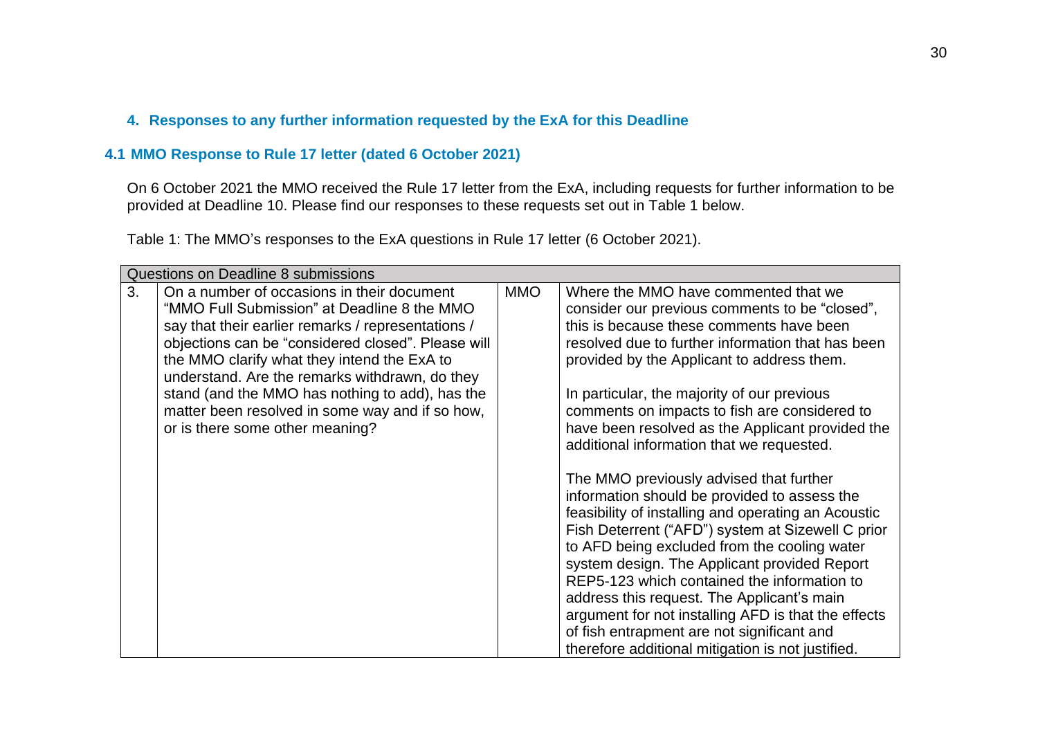## 4. Responses to any further information requested by the ExA for this Deadline

### 4.1 MMO Response to Rule 17 letter (dated 6 October 2021)

On 6 October 2021 the MMO received the Rule 17 letter from the ExA, including requests for further information to be provided at Deadline 10. Please find our responses to these requests set out in Table 1 below.

Table 1: The MMO's responses to the ExA questions in Rule 17 letter (6 October 2021).

| Questions on Deadline 8 submissions | | | |
|---|---|---|---|
| 3. | On a number of occasions in their document "MMO Full Submission" at Deadline 8 the MMO say that their earlier remarks / representations / objections can be "considered closed". Please will the MMO clarify what they intend the ExA to understand. Are the remarks withdrawn, do they stand (and the MMO has nothing to add), has the matter been resolved in some way and if so how, or is there some other meaning? | MMO | Where the MMO have commented that we consider our previous comments to be "closed", this is because these comments have been resolved due to further information that has been provided by the Applicant to address them.<br><br>In particular, the majority of our previous comments on impacts to fish are considered to have been resolved as the Applicant provided the additional information that we requested.<br><br>The MMO previously advised that further information should be provided to assess the feasibility of installing and operating an Acoustic Fish Deterrent ("AFD") system at Sizewell C prior to AFD being excluded from the cooling water system design. The Applicant provided Report REP5-123 which contained the information to address this request. The Applicant's main argument for not installing AFD is that the effects of fish entrapment are not significant and therefore additional mitigation is not justified. |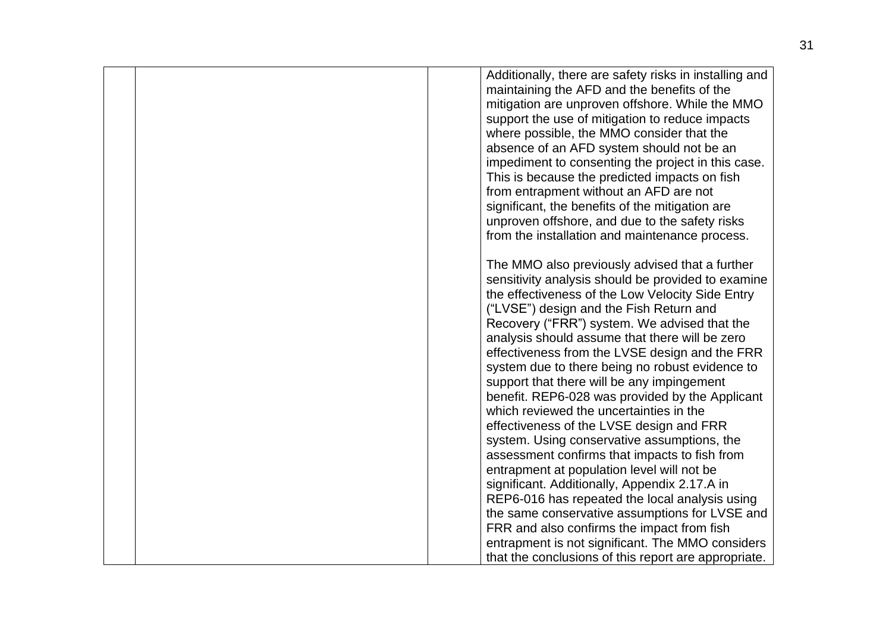|  |  |  | Additionally, there are safety risks in installing and maintaining the AFD and the benefits of the mitigation are unproven offshore. While the MMO support the use of mitigation to reduce impacts where possible, the MMO consider that the absence of an AFD system should not be an impediment to consenting the project in this case. This is because the predicted impacts on fish from entrapment without an AFD are not significant, the benefits of the mitigation are unproven offshore, and due to the safety risks from the installation and maintenance process.<br><br>The MMO also previously advised that a further sensitivity analysis should be provided to examine the effectiveness of the Low Velocity Side Entry ("LVSE") design and the Fish Return and Recovery ("FRR") system. We advised that the analysis should assume that there will be zero effectiveness from the LVSE design and the FRR system due to there being no robust evidence to support that there will be any impingement benefit. REP6-028 was provided by the Applicant which reviewed the uncertainties in the effectiveness of the LVSE design and FRR system. Using conservative assumptions, the assessment confirms that impacts to fish from entrapment at population level will not be significant. Additionally, Appendix 2.17.A in REP6-016 has repeated the local analysis using the same conservative assumptions for LVSE and FRR and also confirms the impact from fish entrapment is not significant. The MMO considers that the conclusions of this report are appropriate. |
|---|---|---|---|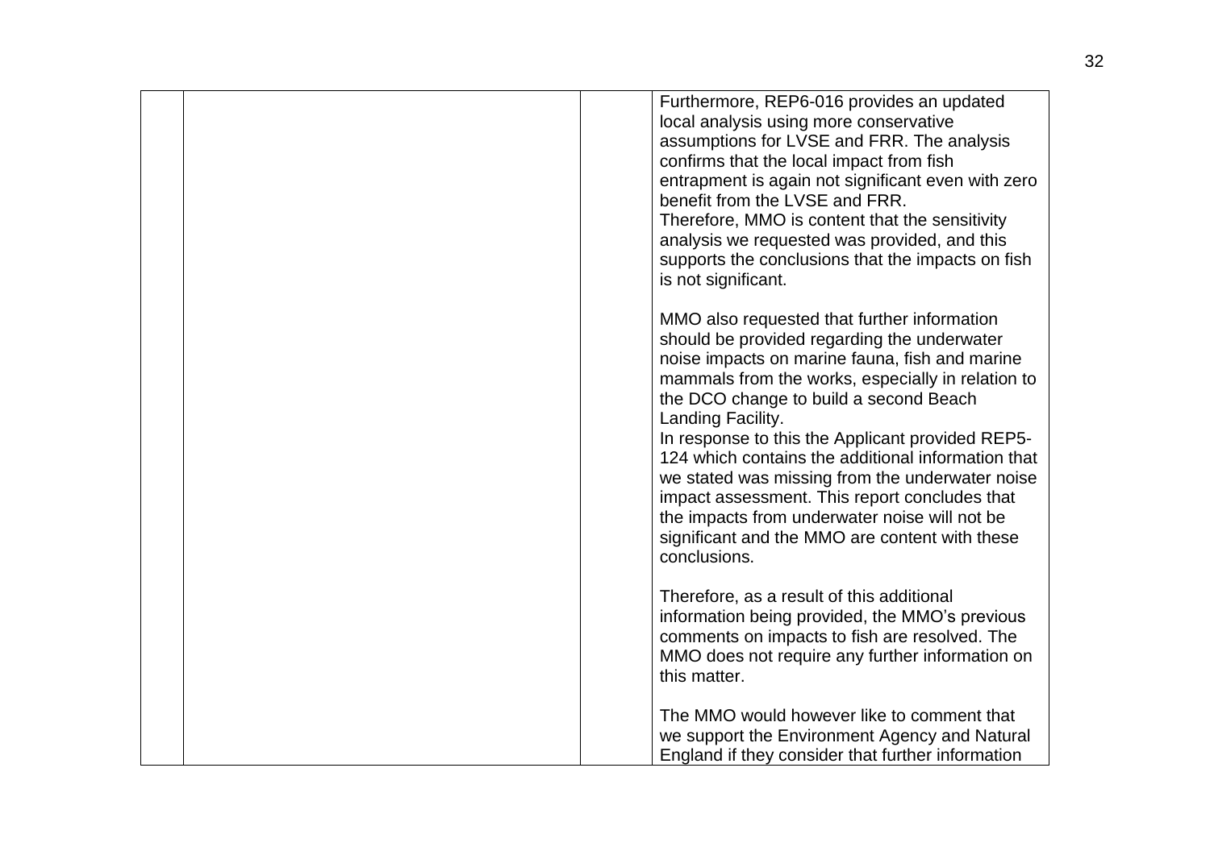| | | | |
|---|---|---|---|
| | | | Furthermore, REP6-016 provides an updated local analysis using more conservative assumptions for LVSE and FRR. The analysis confirms that the local impact from fish entrapment is again not significant even with zero benefit from the LVSE and FRR.<br>Therefore, MMO is content that the sensitivity analysis we requested was provided, and this supports the conclusions that the impacts on fish is not significant.<br><br>MMO also requested that further information should be provided regarding the underwater noise impacts on marine fauna, fish and marine mammals from the works, especially in relation to the DCO change to build a second Beach Landing Facility.<br>In response to this the Applicant provided REP5-124 which contains the additional information that we stated was missing from the underwater noise impact assessment. This report concludes that the impacts from underwater noise will not be significant and the MMO are content with these conclusions.<br><br>Therefore, as a result of this additional information being provided, the MMO's previous comments on impacts to fish are resolved. The MMO does not require any further information on this matter.<br><br>The MMO would however like to comment that we support the Environment Agency and Natural England if they consider that further information |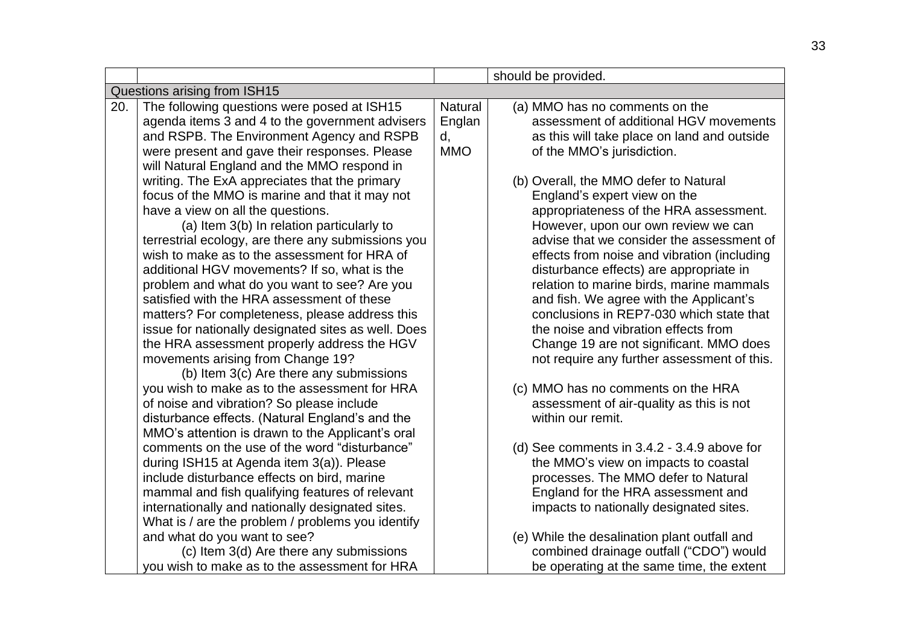| | | | should be provided. |
|---|---|---|---|
| Questions arising from ISH15 | | | |
| 20. | The following questions were posed at ISH15 agenda items 3 and 4 to the government advisers and RSPB. The Environment Agency and RSPB were present and gave their responses. Please will Natural England and the MMO respond in writing. The ExA appreciates that the primary focus of the MMO is marine and that it may not have a view on all the questions.<br>(a) Item 3(b) In relation particularly to terrestrial ecology, are there any submissions you wish to make as to the assessment for HRA of additional HGV movements? If so, what is the problem and what do you want to see? Are you satisfied with the HRA assessment of these matters? For completeness, please address this issue for nationally designated sites as well. Does the HRA assessment properly address the HGV movements arising from Change 19?<br>(b) Item 3(c) Are there any submissions you wish to make as to the assessment for HRA of noise and vibration? So please include disturbance effects. (Natural England's and the MMO's attention is drawn to the Applicant's oral comments on the use of the word "disturbance" during ISH15 at Agenda item 3(a)). Please include disturbance effects on bird, marine mammal and fish qualifying features of relevant internationally and nationally designated sites. What is / are the problem / problems you identify and what do you want to see?<br>(c) Item 3(d) Are there any submissions you wish to make as to the assessment for HRA | Natural England, MMO | (a) MMO has no comments on the assessment of additional HGV movements as this will take place on land and outside of the MMO's jurisdiction.<br><br>(b) Overall, the MMO defer to Natural England's expert view on the appropriateness of the HRA assessment. However, upon our own review we can advise that we consider the assessment of effects from noise and vibration (including disturbance effects) are appropriate in relation to marine birds, marine mammals and fish. We agree with the Applicant's conclusions in REP7-030 which state that the noise and vibration effects from Change 19 are not significant. MMO does not require any further assessment of this.<br><br>(c) MMO has no comments on the HRA assessment of air-quality as this is not within our remit.<br><br>(d) See comments in 3.4.2 - 3.4.9 above for the MMO's view on impacts to coastal processes. The MMO defer to Natural England for the HRA assessment and impacts to nationally designated sites.<br><br>(e) While the desalination plant outfall and combined drainage outfall ("CDO") would be operating at the same time, the extent |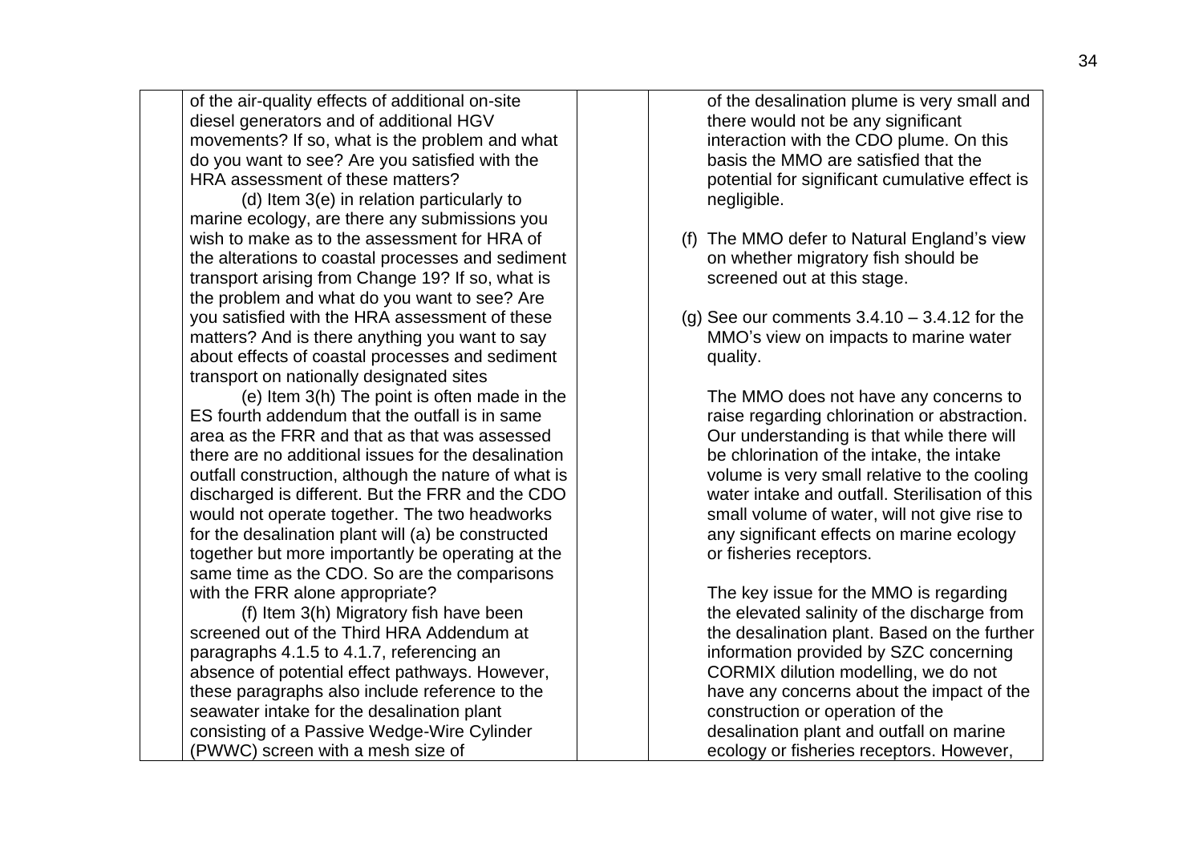| | | | |
|---|---|---|---|
| | of the air-quality effects of additional on-site diesel generators and of additional HGV movements? If so, what is the problem and what do you want to see? Are you satisfied with the HRA assessment of these matters?<br><br>(d) Item 3(e) in relation particularly to marine ecology, are there any submissions you wish to make as to the assessment for HRA of the alterations to coastal processes and sediment transport arising from Change 19? If so, what is the problem and what do you want to see? Are you satisfied with the HRA assessment of these matters? And is there anything you want to say about effects of coastal processes and sediment transport on nationally designated sites<br><br>(e) Item 3(h) The point is often made in the ES fourth addendum that the outfall is in same area as the FRR and that as that was assessed there are no additional issues for the desalination outfall construction, although the nature of what is discharged is different. But the FRR and the CDO would not operate together. The two headworks for the desalination plant will (a) be constructed together but more importantly be operating at the same time as the CDO. So are the comparisons with the FRR alone appropriate?<br><br>(f) Item 3(h) Migratory fish have been screened out of the Third HRA Addendum at paragraphs 4.1.5 to 4.1.7, referencing an absence of potential effect pathways. However, these paragraphs also include reference to the seawater intake for the desalination plant consisting of a Passive Wedge-Wire Cylinder (PWWC) screen with a mesh size of | | of the desalination plume is very small and there would not be any significant interaction with the CDO plume. On this basis the MMO are satisfied that the potential for significant cumulative effect is negligible.<br><br>(f) The MMO defer to Natural England's view on whether migratory fish should be screened out at this stage.<br><br>(g) See our comments 3.4.10 – 3.4.12 for the MMO's view on impacts to marine water quality.<br><br>The MMO does not have any concerns to raise regarding chlorination or abstraction. Our understanding is that while there will be chlorination of the intake, the intake volume is very small relative to the cooling water intake and outfall. Sterilisation of this small volume of water, will not give rise to any significant effects on marine ecology or fisheries receptors.<br><br>The key issue for the MMO is regarding the elevated salinity of the discharge from the desalination plant. Based on the further information provided by SZC concerning CORMIX dilution modelling, we do not have any concerns about the impact of the construction or operation of the desalination plant and outfall on marine ecology or fisheries receptors. However, |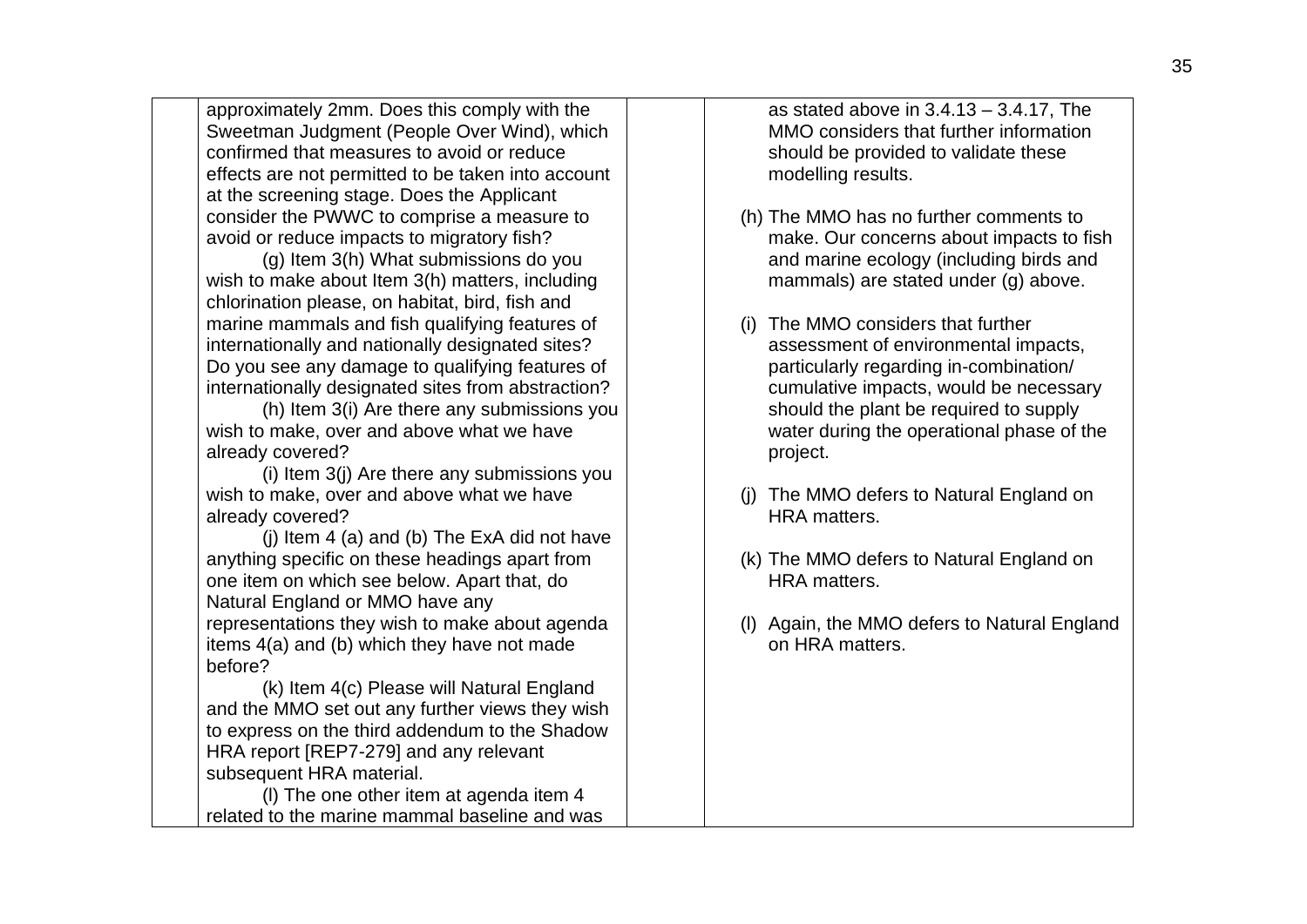| | | | |
|---|---|---|---|
| | approximately 2mm. Does this comply with the Sweetman Judgment (People Over Wind), which confirmed that measures to avoid or reduce effects are not permitted to be taken into account at the screening stage. Does the Applicant consider the PWWC to comprise a measure to avoid or reduce impacts to migratory fish?<br>(g) Item 3(h) What submissions do you wish to make about Item 3(h) matters, including chlorination please, on habitat, bird, fish and marine mammals and fish qualifying features of internationally and nationally designated sites? Do you see any damage to qualifying features of internationally designated sites from abstraction?<br>(h) Item 3(i) Are there any submissions you wish to make, over and above what we have already covered?<br>(i) Item 3(j) Are there any submissions you wish to make, over and above what we have already covered?<br>(j) Item 4 (a) and (b) The ExA did not have anything specific on these headings apart from one item on which see below. Apart that, do Natural England or MMO have any representations they wish to make about agenda items 4(a) and (b) which they have not made before?<br>(k) Item 4(c) Please will Natural England and the MMO set out any further views they wish to express on the third addendum to the Shadow HRA report [REP7-279] and any relevant subsequent HRA material.<br>(l) The one other item at agenda item 4 related to the marine mammal baseline and was | | as stated above in 3.4.13 – 3.4.17, The MMO considers that further information should be provided to validate these modelling results.<br>(h) The MMO has no further comments to make. Our concerns about impacts to fish and marine ecology (including birds and mammals) are stated under (g) above.<br>(i) The MMO considers that further assessment of environmental impacts, particularly regarding in-combination/ cumulative impacts, would be necessary should the plant be required to supply water during the operational phase of the project.<br>(j) The MMO defers to Natural England on HRA matters.<br>(k) The MMO defers to Natural England on HRA matters.<br>(l) Again, the MMO defers to Natural England on HRA matters. |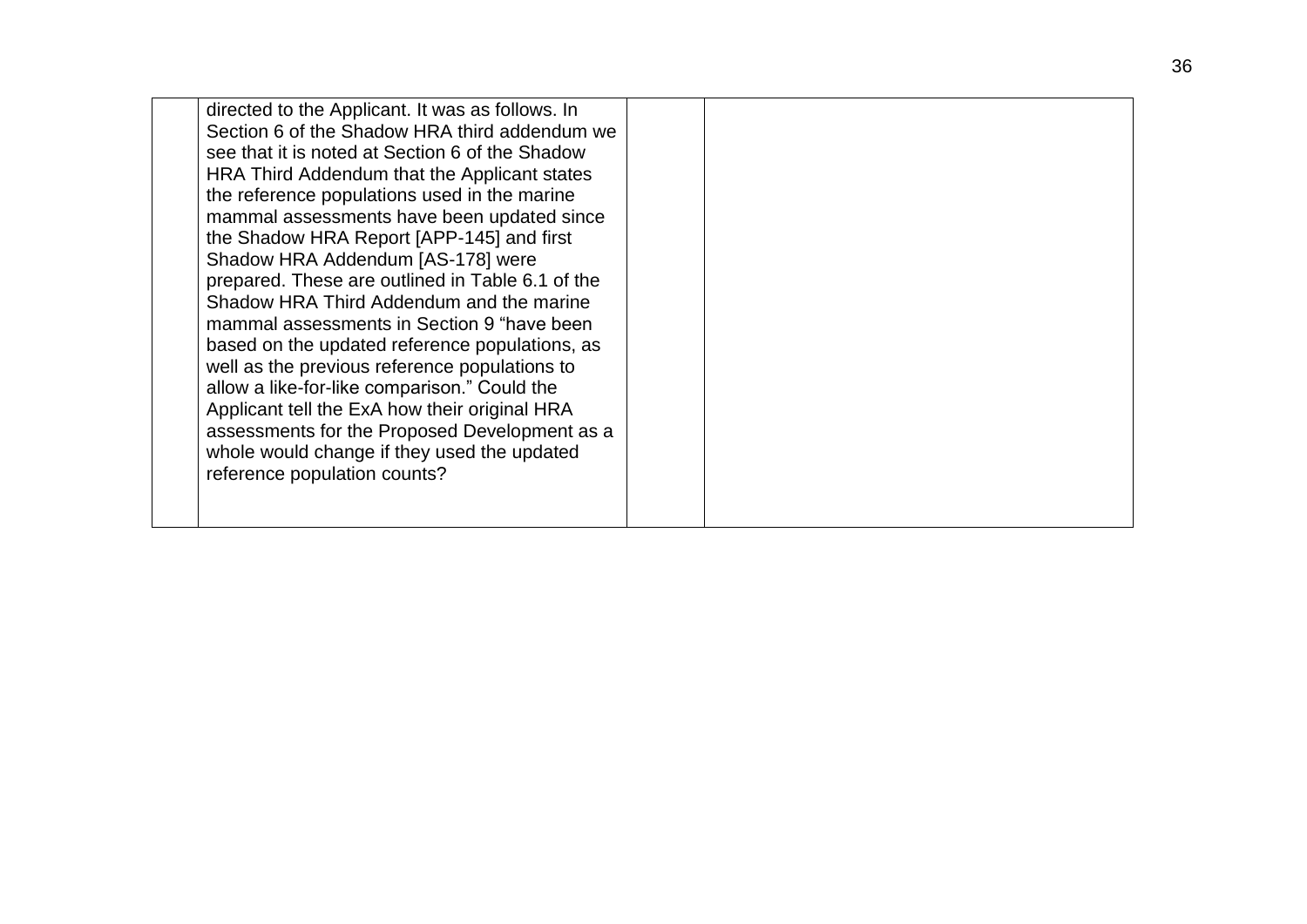| | | | |
|---|---|---|---|
| | directed to the Applicant. It was as follows. In Section 6 of the Shadow HRA third addendum we see that it is noted at Section 6 of the Shadow HRA Third Addendum that the Applicant states the reference populations used in the marine mammal assessments have been updated since the Shadow HRA Report [APP-145] and first Shadow HRA Addendum [AS-178] were prepared. These are outlined in Table 6.1 of the Shadow HRA Third Addendum and the marine mammal assessments in Section 9 "have been based on the updated reference populations, as well as the previous reference populations to allow a like-for-like comparison." Could the Applicant tell the ExA how their original HRA assessments for the Proposed Development as a whole would change if they used the updated reference population counts? | | |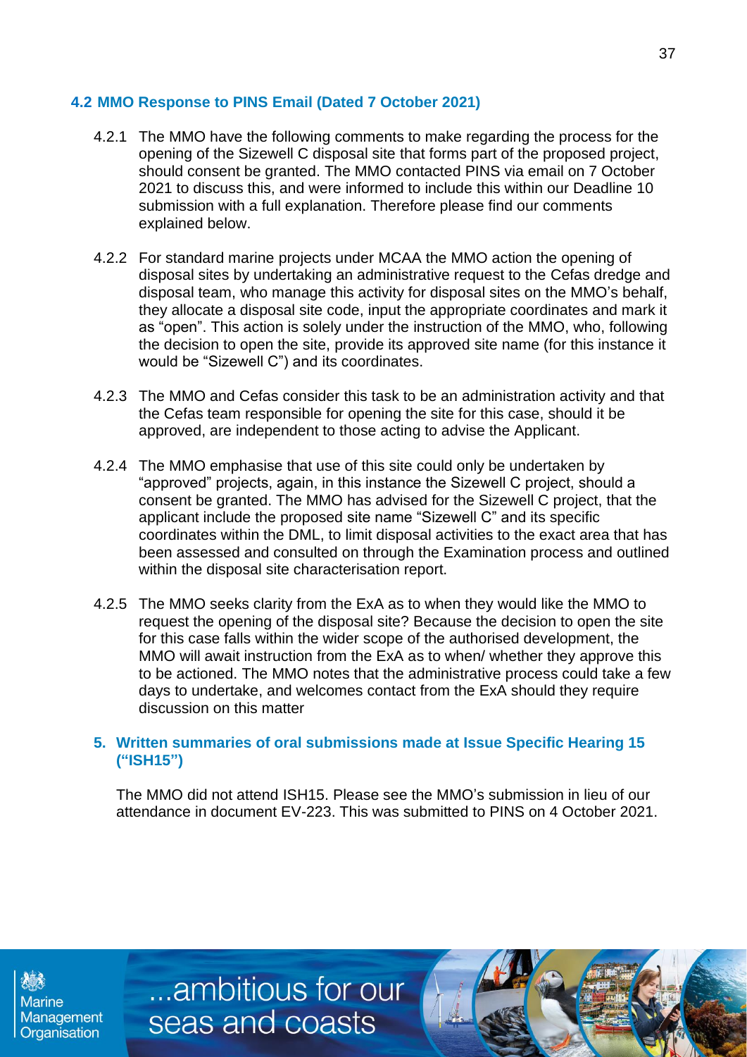### 4.2 MMO Response to PINS Email (Dated 7 October 2021)

4.2.1 The MMO have the following comments to make regarding the process for the opening of the Sizewell C disposal site that forms part of the proposed project, should consent be granted. The MMO contacted PINS via email on 7 October 2021 to discuss this, and were informed to include this within our Deadline 10 submission with a full explanation. Therefore please find our comments explained below.

4.2.2 For standard marine projects under MCAA the MMO action the opening of disposal sites by undertaking an administrative request to the Cefas dredge and disposal team, who manage this activity for disposal sites on the MMO's behalf, they allocate a disposal site code, input the appropriate coordinates and mark it as "open". This action is solely under the instruction of the MMO, who, following the decision to open the site, provide its approved site name (for this instance it would be "Sizewell C") and its coordinates.

4.2.3 The MMO and Cefas consider this task to be an administration activity and that the Cefas team responsible for opening the site for this case, should it be approved, are independent to those acting to advise the Applicant.

4.2.4 The MMO emphasise that use of this site could only be undertaken by "approved" projects, again, in this instance the Sizewell C project, should a consent be granted. The MMO has advised for the Sizewell C project, that the applicant include the proposed site name "Sizewell C" and its specific coordinates within the DML, to limit disposal activities to the exact area that has been assessed and consulted on through the Examination process and outlined within the disposal site characterisation report.

4.2.5 The MMO seeks clarity from the ExA as to when they would like the MMO to request the opening of the disposal site? Because the decision to open the site for this case falls within the wider scope of the authorised development, the MMO will await instruction from the ExA as to when/ whether they approve this to be actioned. The MMO notes that the administrative process could take a few days to undertake, and welcomes contact from the ExA should they require discussion on this matter

## 5. Written summaries of oral submissions made at Issue Specific Hearing 15 ("ISH15")

The MMO did not attend ISH15. Please see the MMO's submission in lieu of our attendance in document EV-223. This was submitted to PINS on 4 October 2021.